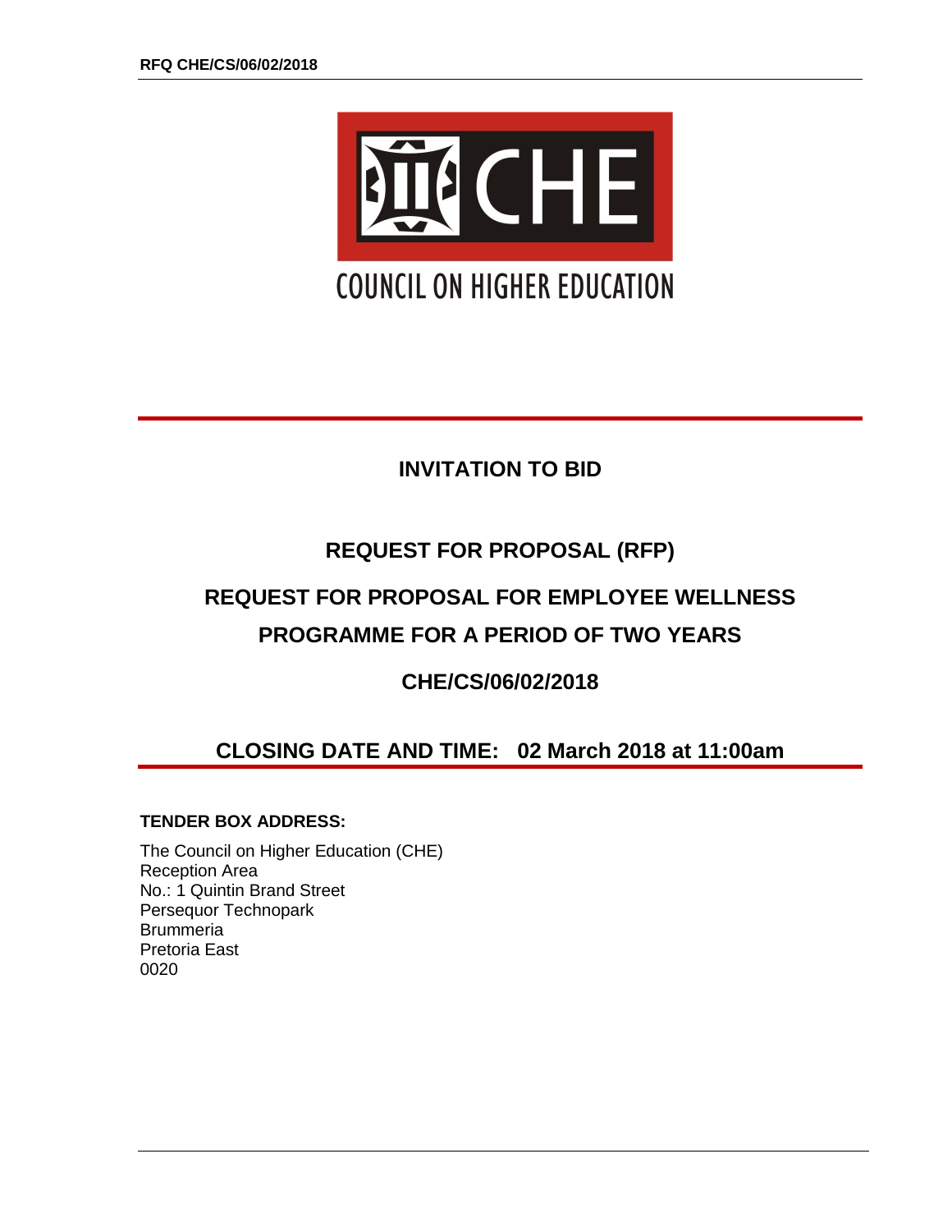COUNCIL ON HIGHER EDUCATION

# INVITATION TO BID

## REQUEST FOR PROPOSAL (RFP)

## REQUEST FOR PROPOSAL FOR EMPLOYEE WELLNESS PROGRAMME FOR A PERIOD OF TWO YEARS

## CHE/CS/06/02/2018

## CLOSING DATE AND TIME: 02 March 2018 at 11:00am

**TENDER BOX ADDRESS:**

The Council on Higher Education (CHE)
Reception Area
No.: 1 Quintin Brand Street
Persequor Technopark
Brummeria
Pretoria East
0020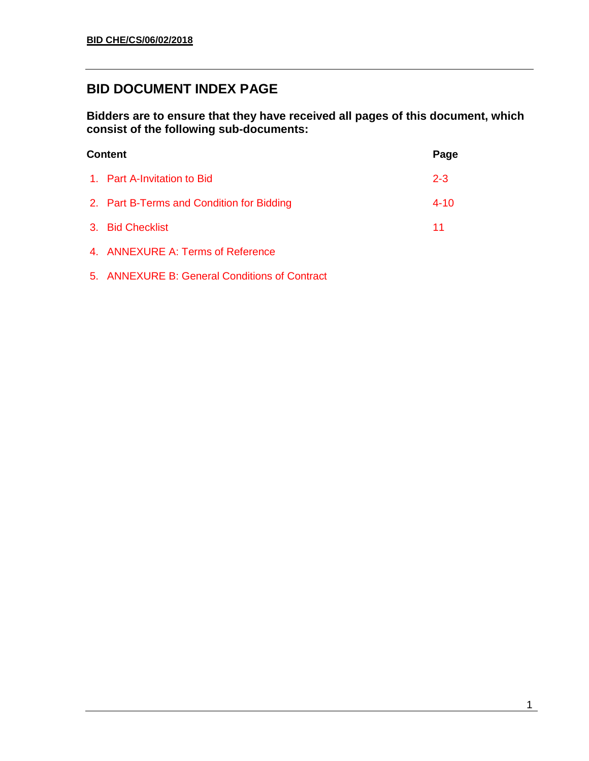**BID CHE/CS/06/02/2018**

## BID DOCUMENT INDEX PAGE

**Bidders are to ensure that they have received all pages of this document, which consist of the following sub-documents:**

| Content | Page |
| --- | --- |
| 1. Part A-Invitation to Bid | 2-3 |
| 2. Part B-Terms and Condition for Bidding | 4-10 |
| 3. Bid Checklist | 11 |
| 4. ANNEXURE A: Terms of Reference | |
| 5. ANNEXURE B: General Conditions of Contract | |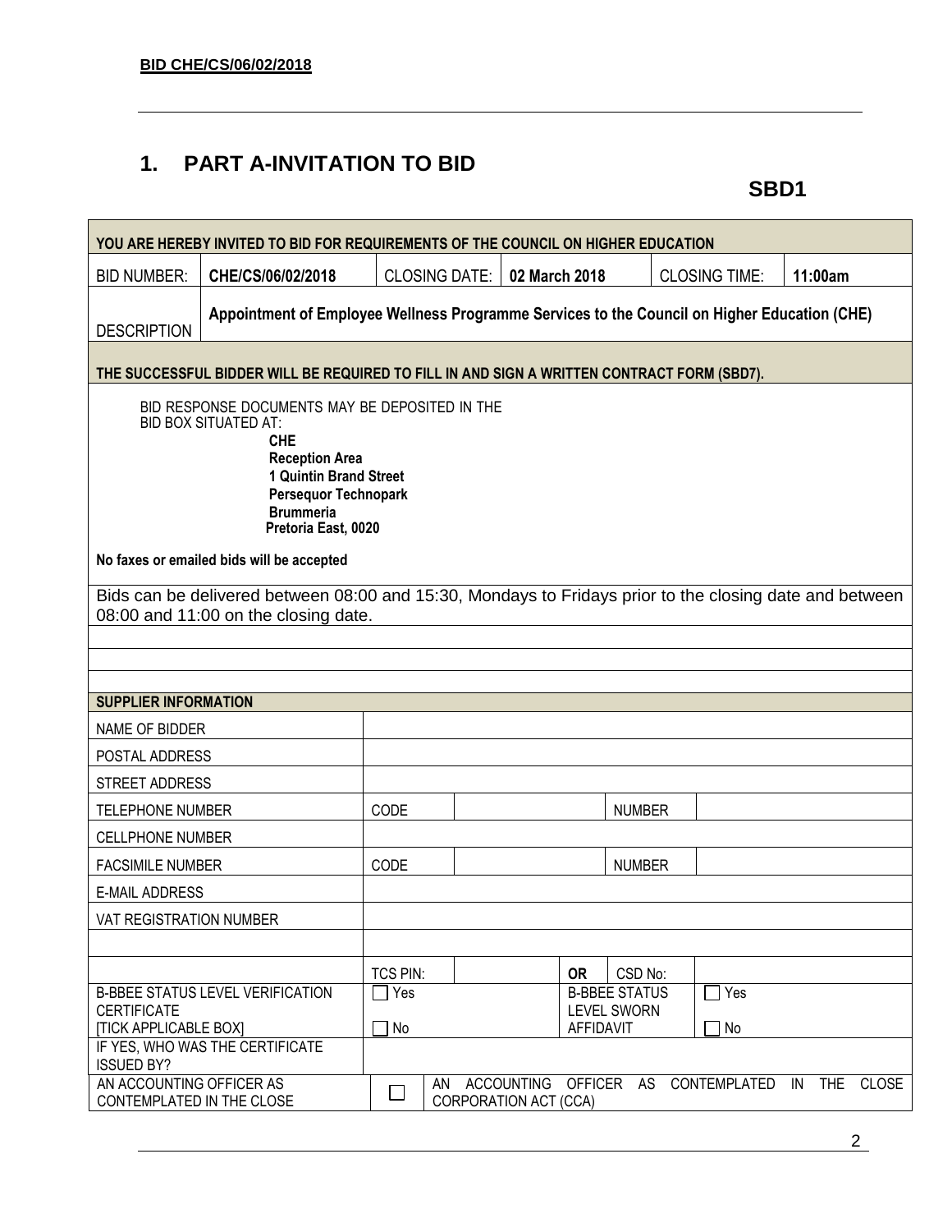**BID CHE/CS/06/02/2018**

# 1. PART A-INVITATION TO BID

**SBD1**

| YOU ARE HEREBY INVITED TO BID FOR REQUIREMENTS OF THE COUNCIL ON HIGHER EDUCATION | | | | | |
|---|---|---|---|---|---|
| BID NUMBER: | **CHE/CS/06/02/2018** | CLOSING DATE: | **02 March 2018** | CLOSING TIME: | **11:00am** |
| DESCRIPTION | **Appointment of Employee Wellness Programme Services to the Council on Higher Education (CHE)** | | | | |
| **THE SUCCESSFUL BIDDER WILL BE REQUIRED TO FILL IN AND SIGN A WRITTEN CONTRACT FORM (SBD7).** | | | | | |

BID RESPONSE DOCUMENTS MAY BE DEPOSITED IN THE BID BOX SITUATED AT:

**CHE**
**Reception Area**
**1 Quintin Brand Street**
**Persequor Technopark**
**Brummeria**
**Pretoria East, 0020**

**No faxes or emailed bids will be accepted**

Bids can be delivered between 08:00 and 15:30, Mondays to Fridays prior to the closing date and between 08:00 and 11:00 on the closing date.

| SUPPLIER INFORMATION | | | | | |
|---|---|---|---|---|---|
| NAME OF BIDDER | | | | | |
| POSTAL ADDRESS | | | | | |
| STREET ADDRESS | | | | | |
| TELEPHONE NUMBER | CODE | | | NUMBER | |
| CELLPHONE NUMBER | | | | | |
| FACSIMILE NUMBER | CODE | | | NUMBER | |
| E-MAIL ADDRESS | | | | | |
| VAT REGISTRATION NUMBER | | | | | |
| | | | | | |
| | TCS PIN: | | **OR** | CSD No: | |
| B-BBEE STATUS LEVEL VERIFICATION CERTIFICATE [TICK APPLICABLE BOX] | ☐ Yes ☐ No | | | B-BBEE STATUS LEVEL SWORN AFFIDAVIT | ☐ Yes ☐ No |
| IF YES, WHO WAS THE CERTIFICATE ISSUED BY? | | | | | |
| AN ACCOUNTING OFFICER AS CONTEMPLATED IN THE CLOSE | ☐ | AN ACCOUNTING OFFICER AS CONTEMPLATED IN THE CLOSE CORPORATION ACT (CCA) | | | |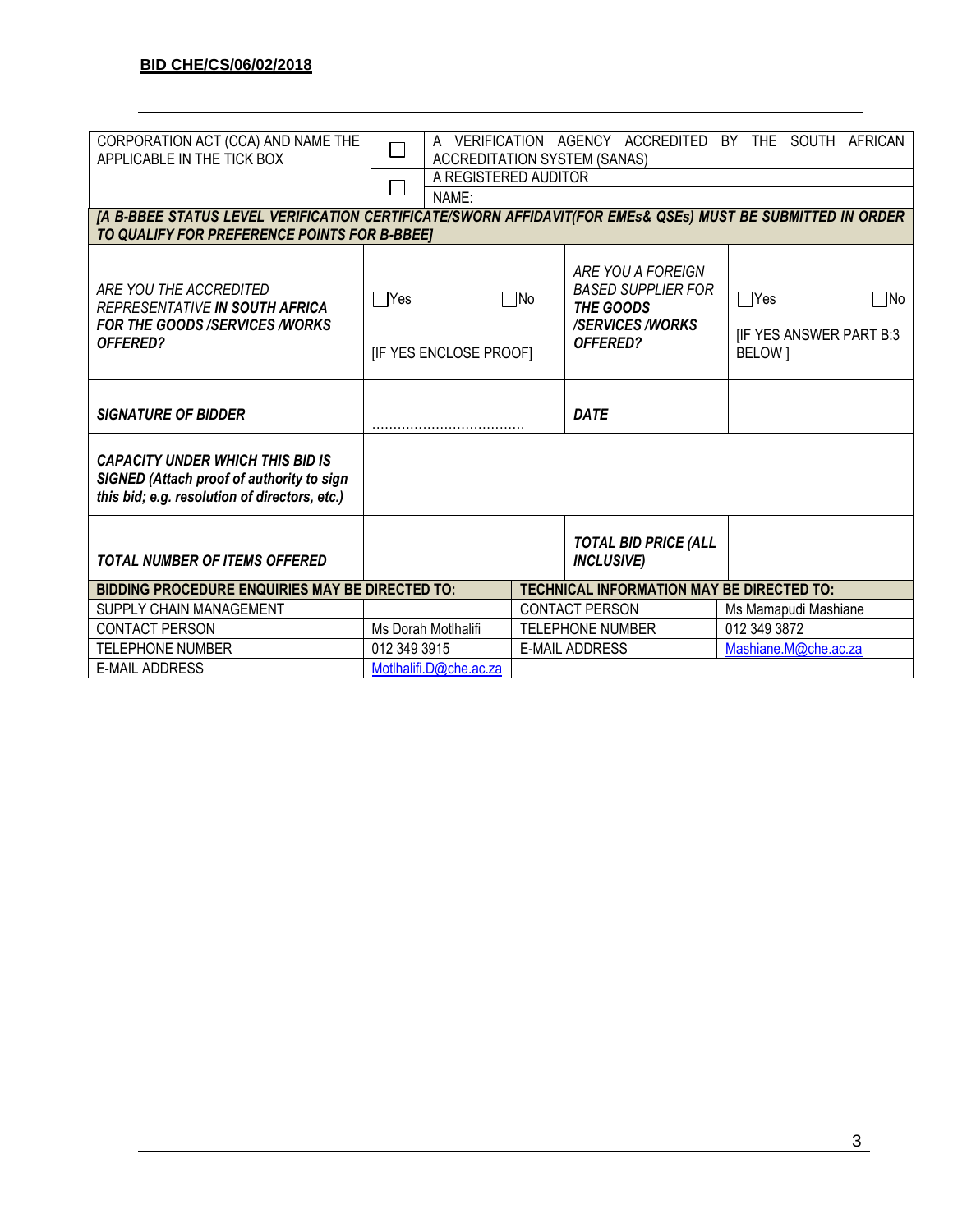| CORPORATION ACT (CCA) AND NAME THE APPLICABLE IN THE TICK BOX | ☐ | A VERIFICATION AGENCY ACCREDITED BY THE SOUTH AFRICAN ACCREDITATION SYSTEM (SANAS) | |
|---|---|---|---|
| | ☐ | A REGISTERED AUDITOR<br>NAME: | |
| ***[A B-BBEE STATUS LEVEL VERIFICATION CERTIFICATE/SWORN AFFIDAVIT(FOR EMEs& QSEs) MUST BE SUBMITTED IN ORDER TO QUALIFY FOR PREFERENCE POINTS FOR B-BBEE]*** | | | |
| *ARE YOU THE ACCREDITED REPRESENTATIVE **IN SOUTH AFRICA FOR THE GOODS /SERVICES /WORKS OFFERED?*** | ☐Yes ☐No<br>[IF YES ENCLOSE PROOF] | *ARE YOU A FOREIGN BASED SUPPLIER FOR **THE GOODS /SERVICES /WORKS OFFERED?*** | ☐Yes ☐No<br>[IF YES ANSWER PART B:3 BELOW ] |
| ***SIGNATURE OF BIDDER*** | ……………………………… | ***DATE*** | |
| ***CAPACITY UNDER WHICH THIS BID IS SIGNED (Attach proof of authority to sign this bid; e.g. resolution of directors, etc.)*** | | | |
| ***TOTAL NUMBER OF ITEMS OFFERED*** | | ***TOTAL BID PRICE (ALL INCLUSIVE)*** | |

| **BIDDING PROCEDURE ENQUIRIES MAY BE DIRECTED TO:** | | **TECHNICAL INFORMATION MAY BE DIRECTED TO:** | |
|---|---|---|---|
| SUPPLY CHAIN MANAGEMENT | | CONTACT PERSON | Ms Mamapudi Mashiane |
| CONTACT PERSON | Ms Dorah Motlhalifi | TELEPHONE NUMBER | 012 349 3872 |
| TELEPHONE NUMBER | 012 349 3915 | E-MAIL ADDRESS | Mashiane.M@che.ac.za |
| E-MAIL ADDRESS | Motlhalifi.D@che.ac.za | | |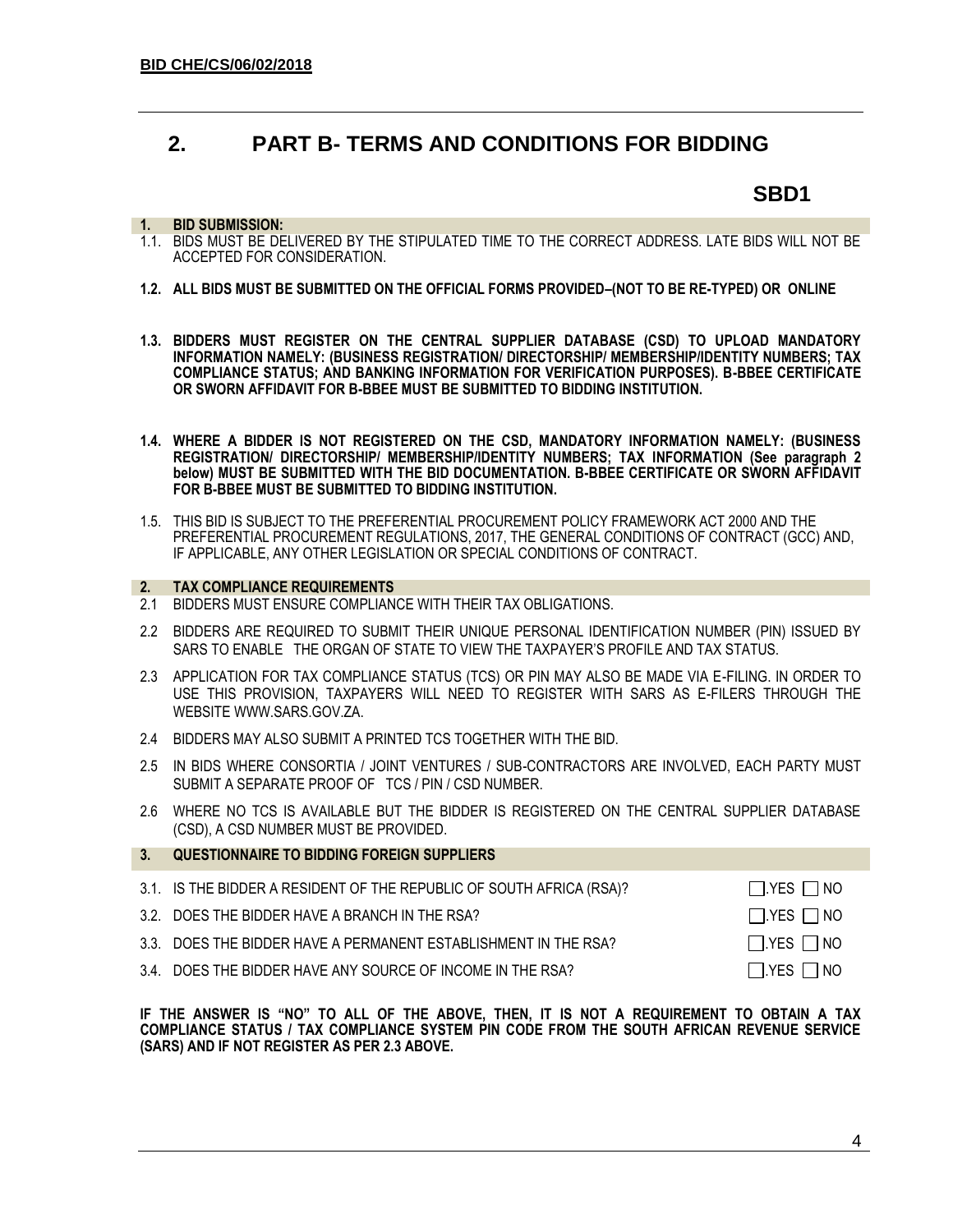## 2. PART B- TERMS AND CONDITIONS FOR BIDDING

**SBD1**

**1. BID SUBMISSION:**

1.1. BIDS MUST BE DELIVERED BY THE STIPULATED TIME TO THE CORRECT ADDRESS. LATE BIDS WILL NOT BE ACCEPTED FOR CONSIDERATION.

**1.2. ALL BIDS MUST BE SUBMITTED ON THE OFFICIAL FORMS PROVIDED–(NOT TO BE RE-TYPED) OR ONLINE**

**1.3. BIDDERS MUST REGISTER ON THE CENTRAL SUPPLIER DATABASE (CSD) TO UPLOAD MANDATORY INFORMATION NAMELY: (BUSINESS REGISTRATION/ DIRECTORSHIP/ MEMBERSHIP/IDENTITY NUMBERS; TAX COMPLIANCE STATUS; AND BANKING INFORMATION FOR VERIFICATION PURPOSES). B-BBEE CERTIFICATE OR SWORN AFFIDAVIT FOR B-BBEE MUST BE SUBMITTED TO BIDDING INSTITUTION.**

**1.4. WHERE A BIDDER IS NOT REGISTERED ON THE CSD, MANDATORY INFORMATION NAMELY: (BUSINESS REGISTRATION/ DIRECTORSHIP/ MEMBERSHIP/IDENTITY NUMBERS; TAX INFORMATION (See paragraph 2 below) MUST BE SUBMITTED WITH THE BID DOCUMENTATION. B-BBEE CERTIFICATE OR SWORN AFFIDAVIT FOR B-BBEE MUST BE SUBMITTED TO BIDDING INSTITUTION.**

1.5. THIS BID IS SUBJECT TO THE PREFERENTIAL PROCUREMENT POLICY FRAMEWORK ACT 2000 AND THE PREFERENTIAL PROCUREMENT REGULATIONS, 2017, THE GENERAL CONDITIONS OF CONTRACT (GCC) AND, IF APPLICABLE, ANY OTHER LEGISLATION OR SPECIAL CONDITIONS OF CONTRACT.

**2. TAX COMPLIANCE REQUIREMENTS**

2.1 BIDDERS MUST ENSURE COMPLIANCE WITH THEIR TAX OBLIGATIONS.

2.2 BIDDERS ARE REQUIRED TO SUBMIT THEIR UNIQUE PERSONAL IDENTIFICATION NUMBER (PIN) ISSUED BY SARS TO ENABLE THE ORGAN OF STATE TO VIEW THE TAXPAYER'S PROFILE AND TAX STATUS.

2.3 APPLICATION FOR TAX COMPLIANCE STATUS (TCS) OR PIN MAY ALSO BE MADE VIA E-FILING. IN ORDER TO USE THIS PROVISION, TAXPAYERS WILL NEED TO REGISTER WITH SARS AS E-FILERS THROUGH THE WEBSITE WWW.SARS.GOV.ZA.

2.4 BIDDERS MAY ALSO SUBMIT A PRINTED TCS TOGETHER WITH THE BID.

2.5 IN BIDS WHERE CONSORTIA / JOINT VENTURES / SUB-CONTRACTORS ARE INVOLVED, EACH PARTY MUST SUBMIT A SEPARATE PROOF OF TCS / PIN / CSD NUMBER.

2.6 WHERE NO TCS IS AVAILABLE BUT THE BIDDER IS REGISTERED ON THE CENTRAL SUPPLIER DATABASE (CSD), A CSD NUMBER MUST BE PROVIDED.

**3. QUESTIONNAIRE TO BIDDING FOREIGN SUPPLIERS**

3.1. IS THE BIDDER A RESIDENT OF THE REPUBLIC OF SOUTH AFRICA (RSA)? ☐ YES ☐ NO

3.2. DOES THE BIDDER HAVE A BRANCH IN THE RSA? ☐ YES ☐ NO

3.3. DOES THE BIDDER HAVE A PERMANENT ESTABLISHMENT IN THE RSA? ☐ YES ☐ NO

3.4. DOES THE BIDDER HAVE ANY SOURCE OF INCOME IN THE RSA? ☐ YES ☐ NO

**IF THE ANSWER IS "NO" TO ALL OF THE ABOVE, THEN, IT IS NOT A REQUIREMENT TO OBTAIN A TAX COMPLIANCE STATUS / TAX COMPLIANCE SYSTEM PIN CODE FROM THE SOUTH AFRICAN REVENUE SERVICE (SARS) AND IF NOT REGISTER AS PER 2.3 ABOVE.**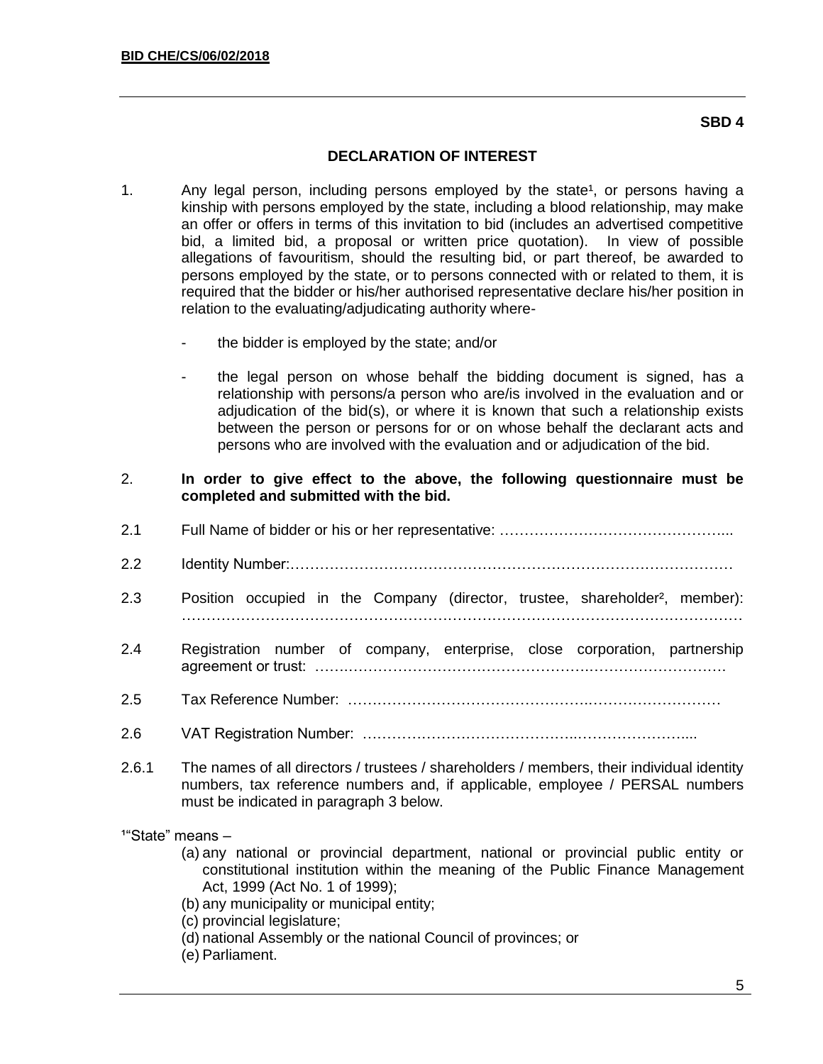**SBD 4**

## DECLARATION OF INTEREST

1. Any legal person, including persons employed by the state[1], or persons having a kinship with persons employed by the state, including a blood relationship, may make an offer or offers in terms of this invitation to bid (includes an advertised competitive bid, a limited bid, a proposal or written price quotation). In view of possible allegations of favouritism, should the resulting bid, or part thereof, be awarded to persons employed by the state, or to persons connected with or related to them, it is required that the bidder or his/her authorised representative declare his/her position in relation to the evaluating/adjudicating authority where-

   - the bidder is employed by the state; and/or

   - the legal person on whose behalf the bidding document is signed, has a relationship with persons/a person who are/is involved in the evaluation and or adjudication of the bid(s), or where it is known that such a relationship exists between the person or persons for or on whose behalf the declarant acts and persons who are involved with the evaluation and or adjudication of the bid.

2. **In order to give effect to the above, the following questionnaire must be completed and submitted with the bid.**

2.1 Full Name of bidder or his or her representative: ……………………………………...

2.2 Identity Number:………………………………………………………………………………

2.3 Position occupied in the Company (director, trustee, shareholder[2], member): ……………………………………………………………………………………………………

2.4 Registration number of company, enterprise, close corporation, partnership agreement or trust: ……………………………………………….………………………

2.5 Tax Reference Number: ……………………………………….………………………

2.6 VAT Registration Number: ……………………………………..…………………....

2.6.1 The names of all directors / trustees / shareholders / members, their individual identity numbers, tax reference numbers and, if applicable, employee / PERSAL numbers must be indicated in paragraph 3 below.

[1]"State" means –

(a) any national or provincial department, national or provincial public entity or constitutional institution within the meaning of the Public Finance Management Act, 1999 (Act No. 1 of 1999);
(b) any municipality or municipal entity;
(c) provincial legislature;
(d) national Assembly or the national Council of provinces; or
(e) Parliament.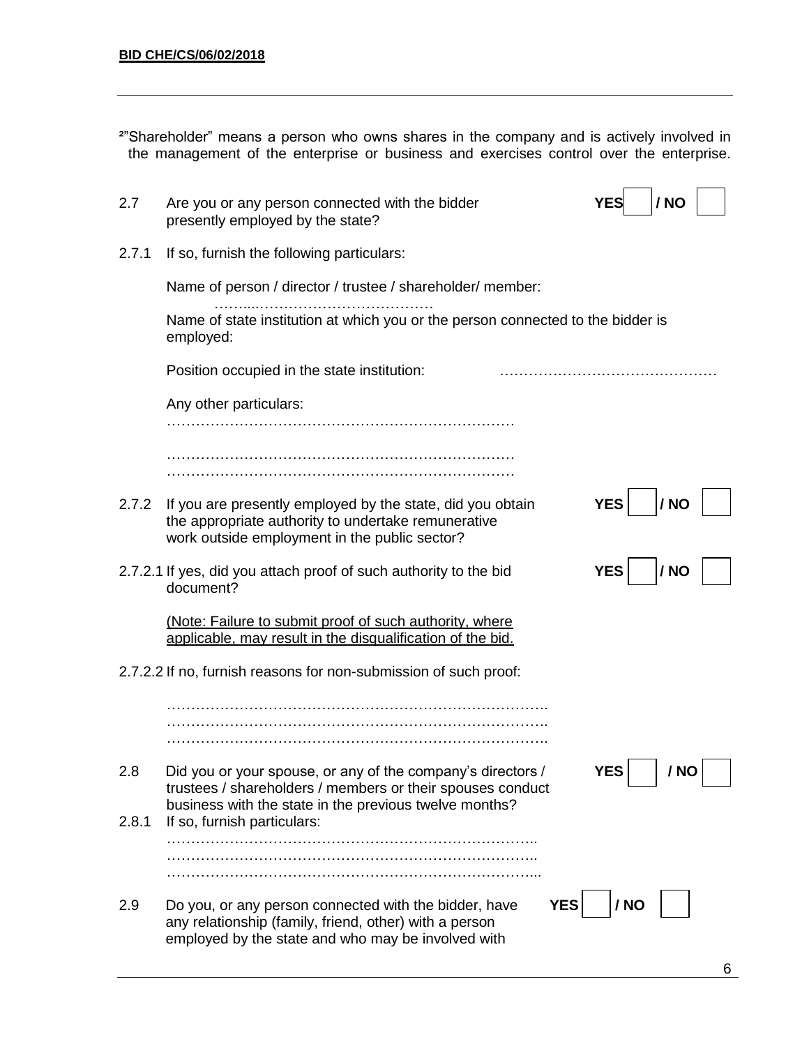²"Shareholder" means a person who owns shares in the company and is actively involved in the management of the enterprise or business and exercises control over the enterprise.

2.7 Are you or any person connected with the bidder presently employed by the state? **YES** ☐ **/ NO** ☐

2.7.1 If so, furnish the following particulars:

Name of person / director / trustee / shareholder/ member: ……....………………………………

Name of state institution at which you or the person connected to the bidder is employed:

Position occupied in the state institution: ………………………………………

Any other particulars: ………………………………………………………………

………………………………………………………………
………………………………………………………………

2.7.2 If you are presently employed by the state, did you obtain the appropriate authority to undertake remunerative work outside employment in the public sector? **YES** ☐ **/ NO** ☐

2.7.2.1 If yes, did you attach proof of such authority to the bid document? **YES** ☐ **/ NO** ☐

(Note: Failure to submit proof of such authority, where applicable, may result in the disqualification of the bid.

2.7.2.2 If no, furnish reasons for non-submission of such proof:

…………………………………………………………………….
…………………………………………………………………….
…………………………………………………………………….

2.8 Did you or your spouse, or any of the company's directors / trustees / shareholders / members or their spouses conduct business with the state in the previous twelve months? **YES** ☐ **/ NO** ☐

2.8.1 If so, furnish particulars:

…………………………………………………………………..
…………………………………………………………………..
…………………………………………………………………...

2.9 Do you, or any person connected with the bidder, have any relationship (family, friend, other) with a person employed by the state and who may be involved with **YES** ☐ **/ NO** ☐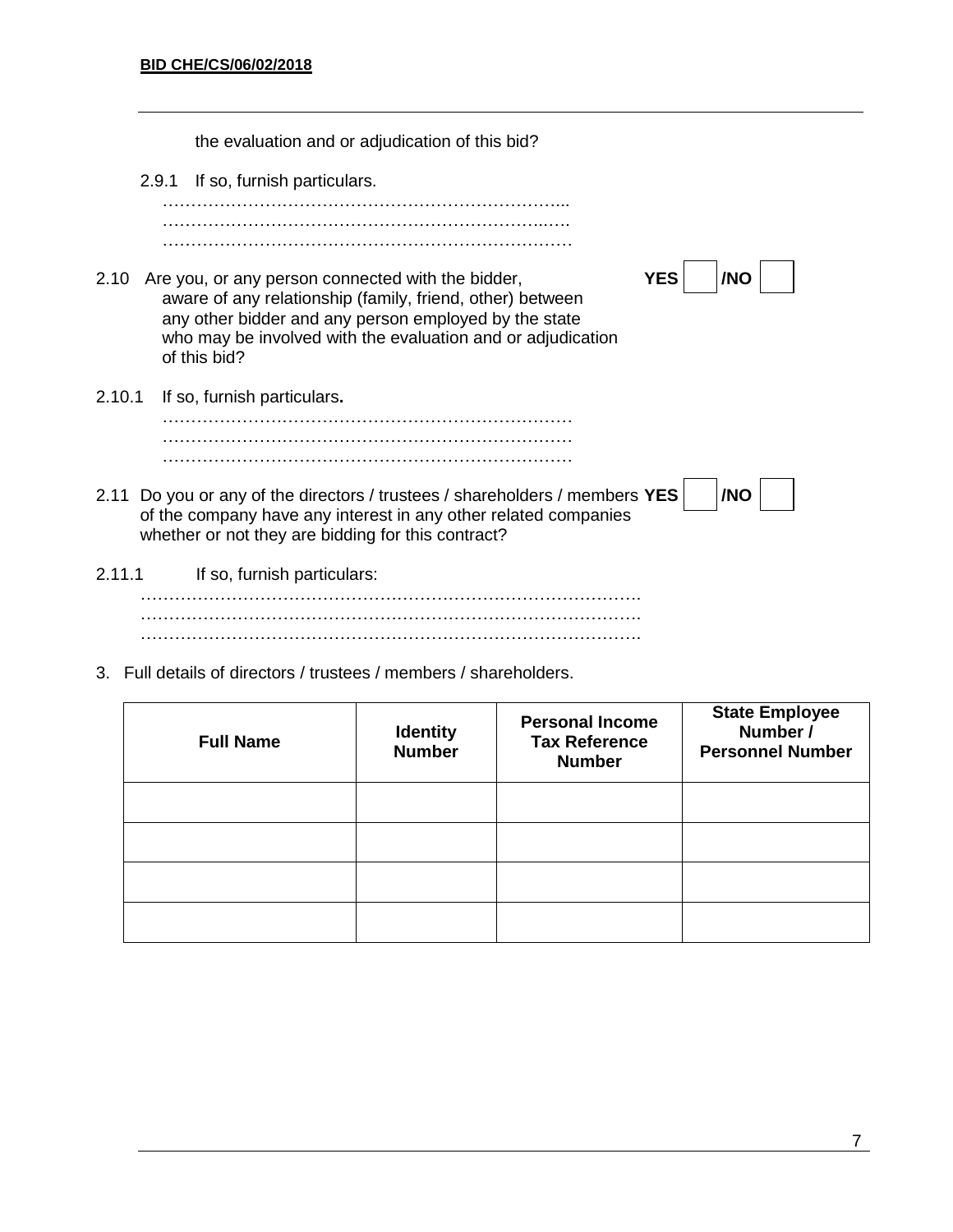the evaluation and or adjudication of this bid?

2.9.1 If so, furnish particulars.

………………………………………………………………..
……………………………………………………………..….
…………………………………………………………………

2.10 Are you, or any person connected with the bidder, aware of any relationship (family, friend, other) between any other bidder and any person employed by the state who may be involved with the evaluation and or adjudication of this bid? **YES** ☐ **/NO** ☐

2.10.1 If so, furnish particulars**.**

…………………………………………………………………
…………………………………………………………………
…………………………………………………………………

2.11 Do you or any of the directors / trustees / shareholders / members of the company have any interest in any other related companies whether or not they are bidding for this contract? **YES** ☐ **/NO** ☐

2.11.1 If so, furnish particulars:

…………………………………………………………………………….
…………………………………………………………………………….
…………………………………………………………………………….

3. Full details of directors / trustees / members / shareholders.

| Full Name | Identity Number | Personal Income Tax Reference Number | State Employee Number / Personnel Number |
|---|---|---|---|
| | | | |
| | | | |
| | | | |
| | | | |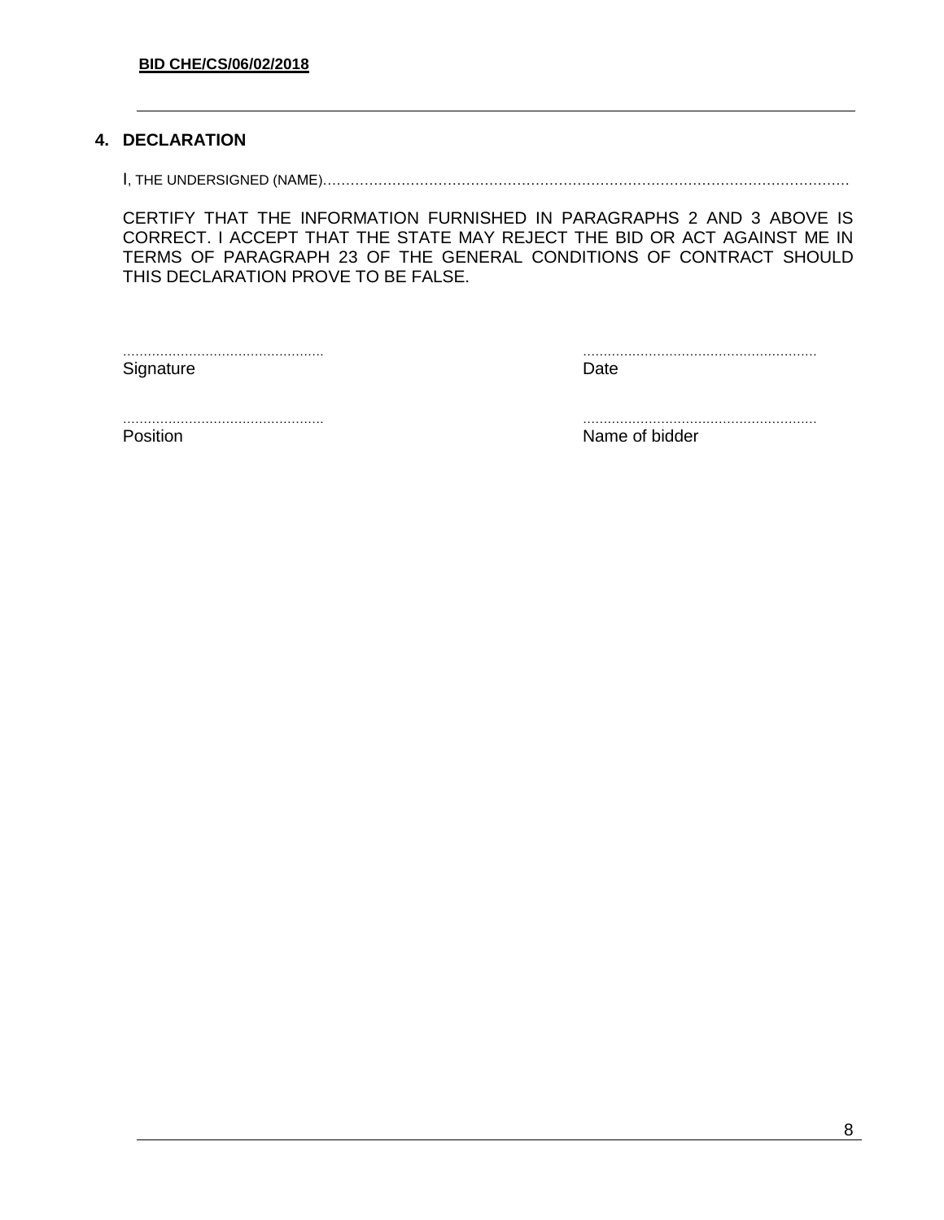## 4. DECLARATION

I, THE UNDERSIGNED (NAME)………………………………………………………………………………………………………

CERTIFY THAT THE INFORMATION FURNISHED IN PARAGRAPHS 2 AND 3 ABOVE IS CORRECT. I ACCEPT THAT THE STATE MAY REJECT THE BID OR ACT AGAINST ME IN TERMS OF PARAGRAPH 23 OF THE GENERAL CONDITIONS OF CONTRACT SHOULD THIS DECLARATION PROVE TO BE FALSE.

| | |
|---|---|
| ................................................ | ........................................................ |
| Signature | Date |
| ................................................ | ........................................................ |
| Position | Name of bidder |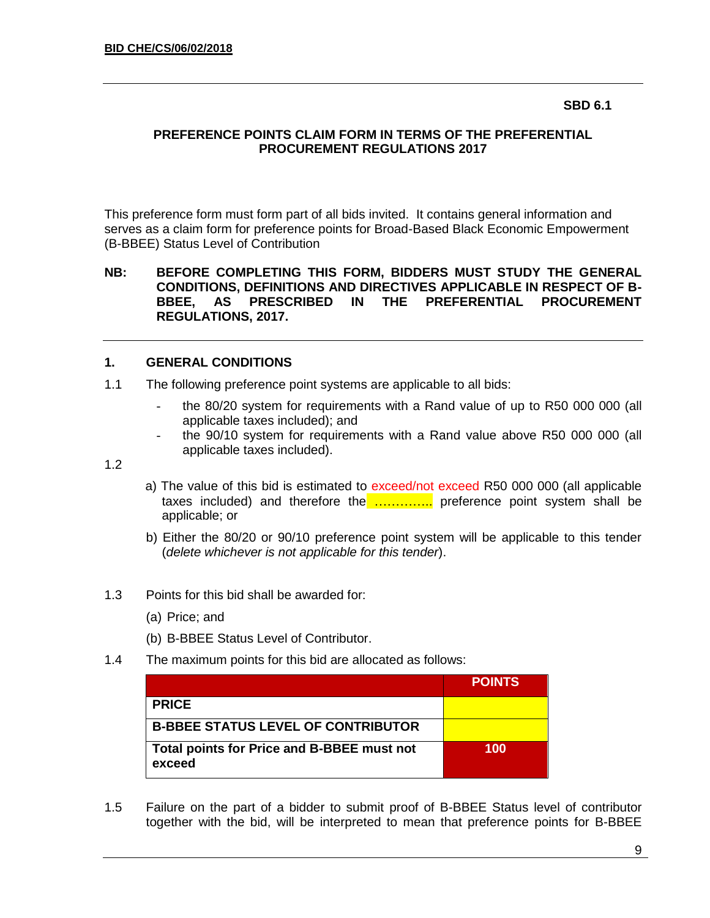**SBD 6.1**

**PREFERENCE POINTS CLAIM FORM IN TERMS OF THE PREFERENTIAL PROCUREMENT REGULATIONS 2017**

This preference form must form part of all bids invited. It contains general information and serves as a claim form for preference points for Broad-Based Black Economic Empowerment (B-BBEE) Status Level of Contribution

**NB: BEFORE COMPLETING THIS FORM, BIDDERS MUST STUDY THE GENERAL CONDITIONS, DEFINITIONS AND DIRECTIVES APPLICABLE IN RESPECT OF B-BBEE, AS PRESCRIBED IN THE PREFERENTIAL PROCUREMENT REGULATIONS, 2017.**

## 1. GENERAL CONDITIONS

1.1 The following preference point systems are applicable to all bids:

- the 80/20 system for requirements with a Rand value of up to R50 000 000 (all applicable taxes included); and
- the 90/10 system for requirements with a Rand value above R50 000 000 (all applicable taxes included).

1.2

a) The value of this bid is estimated to exceed/not exceed R50 000 000 (all applicable taxes included) and therefore the ………….. preference point system shall be applicable; or

b) Either the 80/20 or 90/10 preference point system will be applicable to this tender (*delete whichever is not applicable for this tender*).

1.3 Points for this bid shall be awarded for:

(a) Price; and

(b) B-BBEE Status Level of Contributor.

1.4 The maximum points for this bid are allocated as follows:

| | POINTS |
|---|---|
| **PRICE** | |
| **B-BBEE STATUS LEVEL OF CONTRIBUTOR** | |
| **Total points for Price and B-BBEE must not exceed** | **100** |

1.5 Failure on the part of a bidder to submit proof of B-BBEE Status level of contributor together with the bid, will be interpreted to mean that preference points for B-BBEE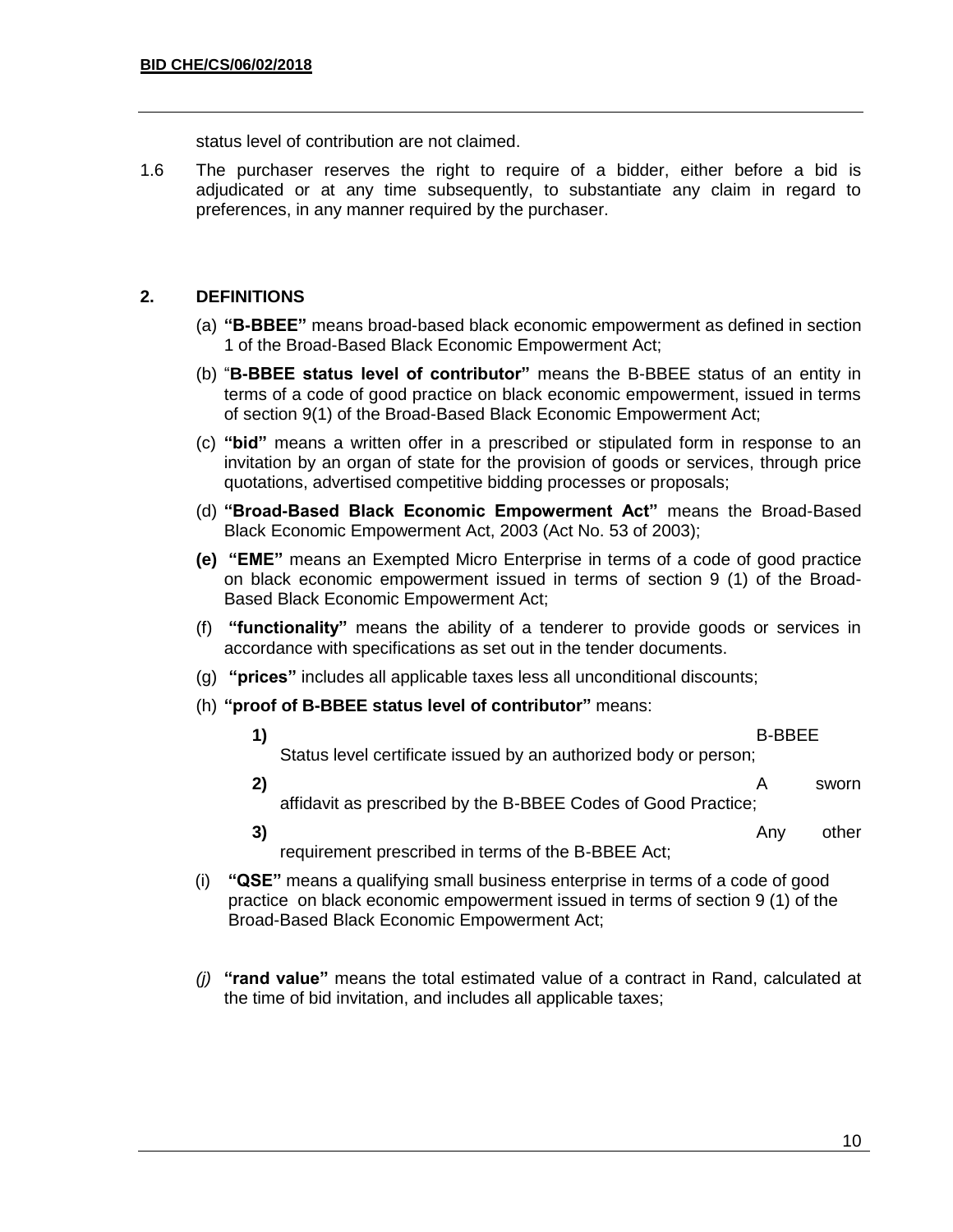status level of contribution are not claimed.

1.6 The purchaser reserves the right to require of a bidder, either before a bid is adjudicated or at any time subsequently, to substantiate any claim in regard to preferences, in any manner required by the purchaser.

## 2. DEFINITIONS

(a) **"B-BBEE"** means broad-based black economic empowerment as defined in section 1 of the Broad-Based Black Economic Empowerment Act;

(b) "**B-BBEE status level of contributor"** means the B-BBEE status of an entity in terms of a code of good practice on black economic empowerment, issued in terms of section 9(1) of the Broad-Based Black Economic Empowerment Act;

(c) **"bid"** means a written offer in a prescribed or stipulated form in response to an invitation by an organ of state for the provision of goods or services, through price quotations, advertised competitive bidding processes or proposals;

(d) **"Broad-Based Black Economic Empowerment Act"** means the Broad-Based Black Economic Empowerment Act, 2003 (Act No. 53 of 2003);

**(e)** **"EME"** means an Exempted Micro Enterprise in terms of a code of good practice on black economic empowerment issued in terms of section 9 (1) of the Broad-Based Black Economic Empowerment Act;

(f) **"functionality"** means the ability of a tenderer to provide goods or services in accordance with specifications as set out in the tender documents.

(g) **"prices"** includes all applicable taxes less all unconditional discounts;

(h) **"proof of B-BBEE status level of contributor"** means:

**1)** B-BBEE Status level certificate issued by an authorized body or person;

**2)** A sworn affidavit as prescribed by the B-BBEE Codes of Good Practice;

**3)** Any other requirement prescribed in terms of the B-BBEE Act;

(i) **"QSE"** means a qualifying small business enterprise in terms of a code of good practice on black economic empowerment issued in terms of section 9 (1) of the Broad-Based Black Economic Empowerment Act;

*(j)* **"rand value"** means the total estimated value of a contract in Rand, calculated at the time of bid invitation, and includes all applicable taxes;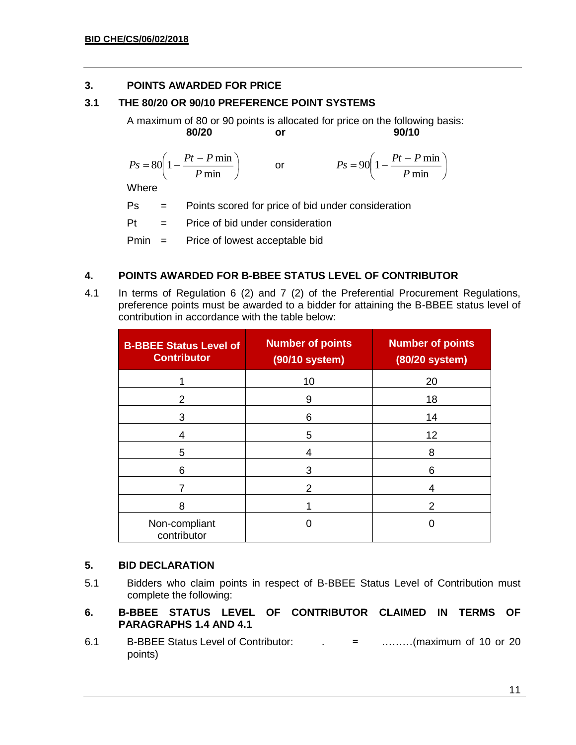## 3. POINTS AWARDED FOR PRICE

### 3.1 THE 80/20 OR 90/10 PREFERENCE POINT SYSTEMS

A maximum of 80 or 90 points is allocated for price on the following basis:

**80/20** **or** **90/10**

$$Ps = 80\left(1 - \frac{Pt - P\min}{P\min}\right) \quad \text{or} \quad Ps = 90\left(1 - \frac{Pt - P\min}{P\min}\right)$$

Where

Ps = Points scored for price of bid under consideration

Pt = Price of bid under consideration

Pmin = Price of lowest acceptable bid

## 4. POINTS AWARDED FOR B-BBEE STATUS LEVEL OF CONTRIBUTOR

4.1 In terms of Regulation 6 (2) and 7 (2) of the Preferential Procurement Regulations, preference points must be awarded to a bidder for attaining the B-BBEE status level of contribution in accordance with the table below:

| B-BBEE Status Level of Contributor | Number of points (90/10 system) | Number of points (80/20 system) |
|---|---|---|
| 1 | 10 | 20 |
| 2 | 9 | 18 |
| 3 | 6 | 14 |
| 4 | 5 | 12 |
| 5 | 4 | 8 |
| 6 | 3 | 6 |
| 7 | 2 | 4 |
| 8 | 1 | 2 |
| Non-compliant contributor | 0 | 0 |

## 5. BID DECLARATION

5.1 Bidders who claim points in respect of B-BBEE Status Level of Contribution must complete the following:

## 6. B-BBEE STATUS LEVEL OF CONTRIBUTOR CLAIMED IN TERMS OF PARAGRAPHS 1.4 AND 4.1

6.1 B-BBEE Status Level of Contributor: . = ………(maximum of 10 or 20 points)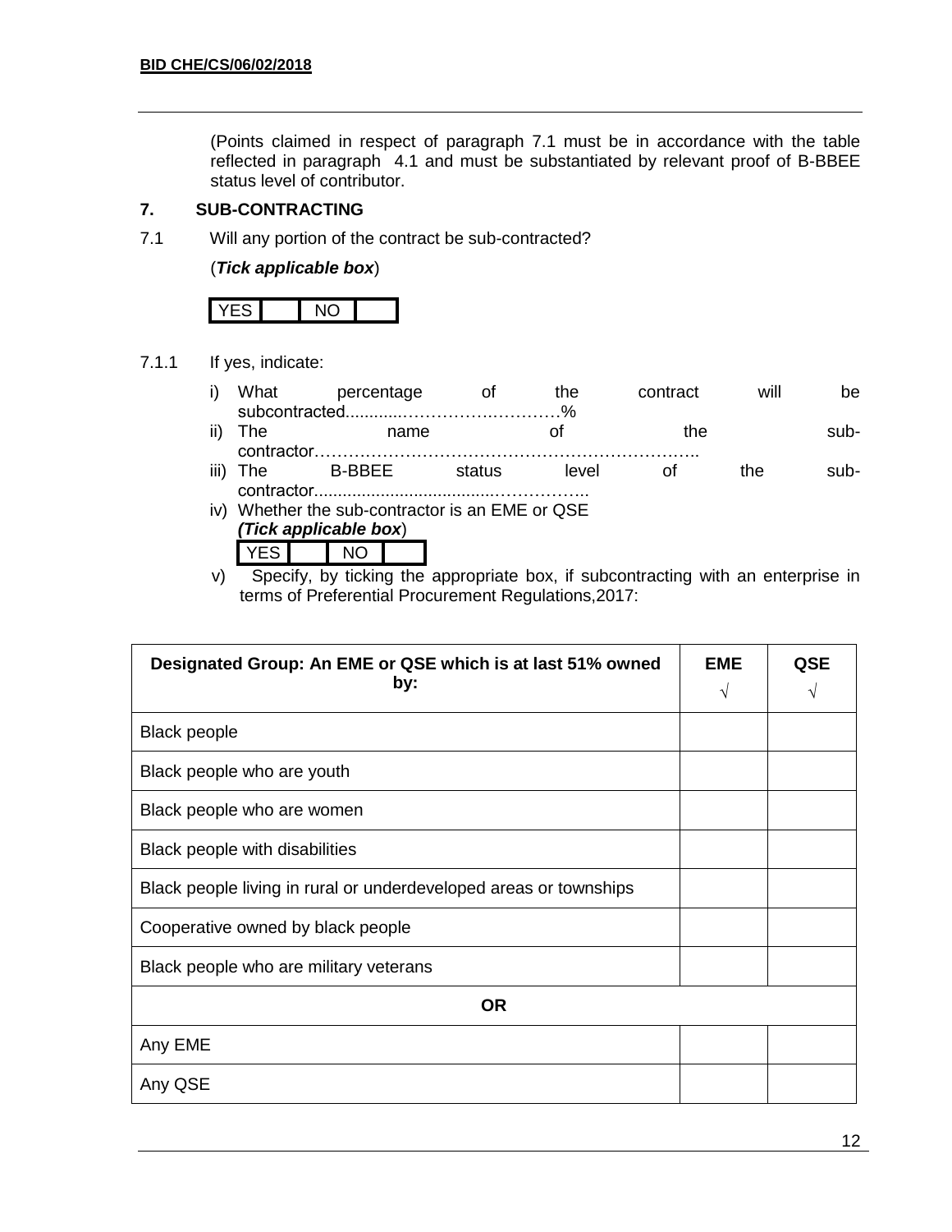(Points claimed in respect of paragraph 7.1 must be in accordance with the table reflected in paragraph 4.1 and must be substantiated by relevant proof of B-BBEE status level of contributor.

## 7. SUB-CONTRACTING

7.1 Will any portion of the contract be sub-contracted?

(***Tick applicable box***)

| YES | | NO | |
|---|---|---|---|

7.1.1 If yes, indicate:

i) What percentage of the contract will be subcontracted............…………….…………%

ii) The name of the sub-contractor…………………………………………………………..

iii) The B-BBEE status level of the sub-contractor......................................……………..

iv) Whether the sub-contractor is an EME or QSE
***(Tick applicable box***)

| YES | | NO | |
|---|---|---|---|

v) Specify, by ticking the appropriate box, if subcontracting with an enterprise in terms of Preferential Procurement Regulations,2017:

| **Designated Group: An EME or QSE which is at last 51% owned by:** | **EME** √ | **QSE** √ |
|---|---|---|
| Black people | | |
| Black people who are youth | | |
| Black people who are women | | |
| Black people with disabilities | | |
| Black people living in rural or underdeveloped areas or townships | | |
| Cooperative owned by black people | | |
| Black people who are military veterans | | |
| **OR** | | |
| Any EME | | |
| Any QSE | | |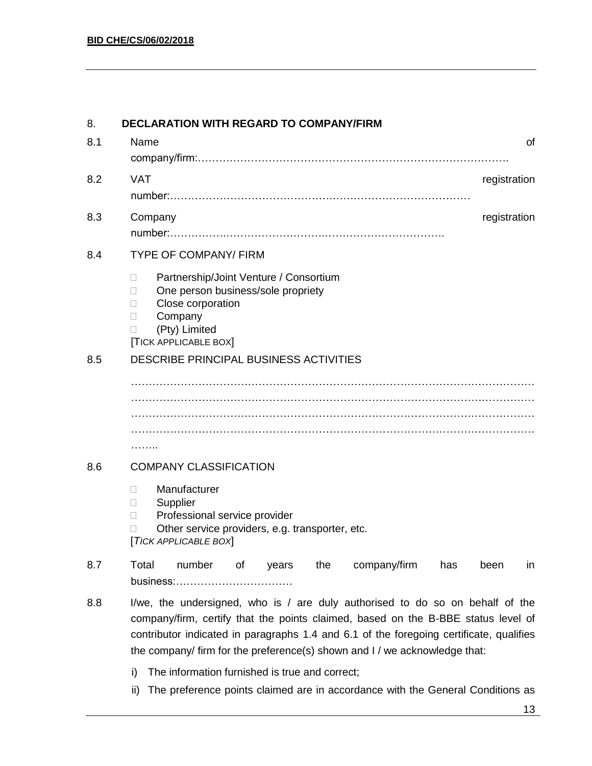## 8. DECLARATION WITH REGARD TO COMPANY/FIRM

8.1 Name of company/firm:…………………………………………………………………………….

8.2 VAT registration number:……………………………………….………………………………

8.3 Company registration number:…………….……………………….…………………………….

8.4 TYPE OF COMPANY/ FIRM

- □ Partnership/Joint Venture / Consortium
- □ One person business/sole propriety
- □ Close corporation
- □ Company
- □ (Pty) Limited

[TICK APPLICABLE BOX]

8.5 DESCRIBE PRINCIPAL BUSINESS ACTIVITIES

………………………………………………………………………………………………………………………………………………………………………………………………………………………………………………………………………………………………………………………………………………………………………………………………………………………………………………………………..

8.6 COMPANY CLASSIFICATION

- □ Manufacturer
- □ Supplier
- □ Professional service provider
- □ Other service providers, e.g. transporter, etc.

[*TICK APPLICABLE BOX*]

8.7 Total number of years the company/firm has been in business:……………………………

8.8 I/we, the undersigned, who is / are duly authorised to do so on behalf of the company/firm, certify that the points claimed, based on the B-BBE status level of contributor indicated in paragraphs 1.4 and 6.1 of the foregoing certificate, qualifies the company/ firm for the preference(s) shown and I / we acknowledge that:

i) The information furnished is true and correct;

ii) The preference points claimed are in accordance with the General Conditions as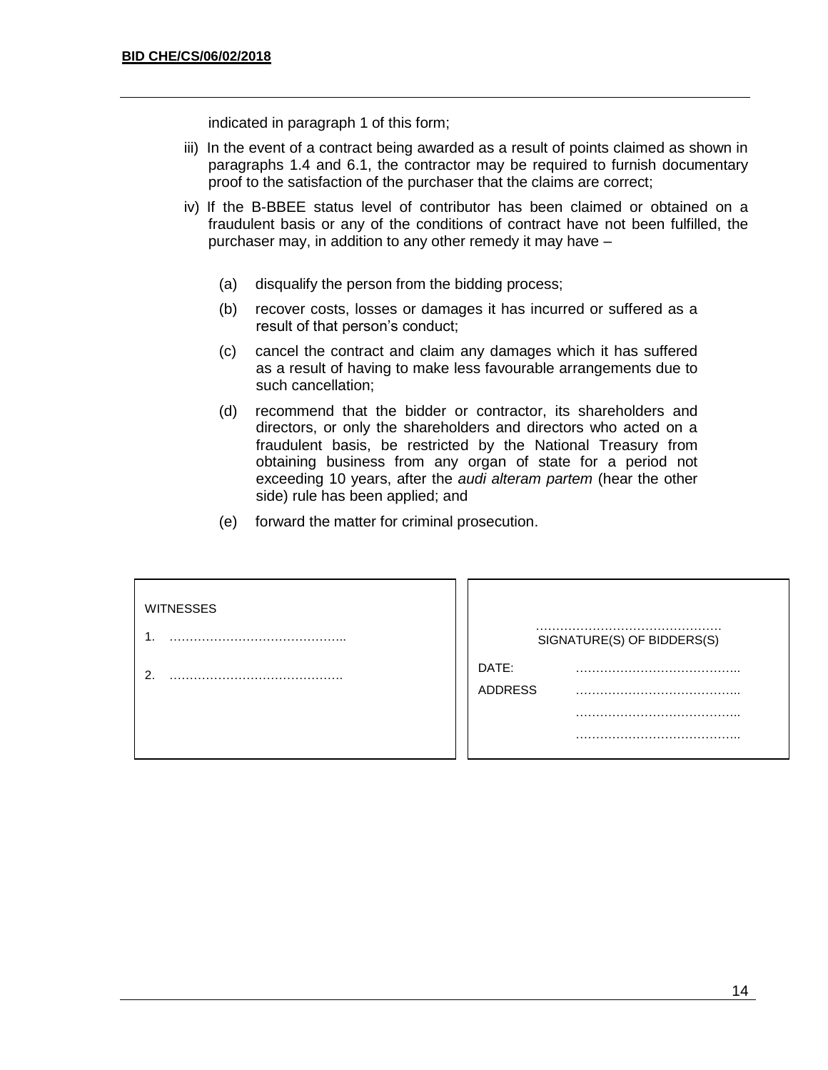indicated in paragraph 1 of this form;

iii) In the event of a contract being awarded as a result of points claimed as shown in paragraphs 1.4 and 6.1, the contractor may be required to furnish documentary proof to the satisfaction of the purchaser that the claims are correct;

iv) If the B-BBEE status level of contributor has been claimed or obtained on a fraudulent basis or any of the conditions of contract have not been fulfilled, the purchaser may, in addition to any other remedy it may have –

(a) disqualify the person from the bidding process;

(b) recover costs, losses or damages it has incurred or suffered as a result of that person's conduct;

(c) cancel the contract and claim any damages which it has suffered as a result of having to make less favourable arrangements due to such cancellation;

(d) recommend that the bidder or contractor, its shareholders and directors, or only the shareholders and directors who acted on a fraudulent basis, be restricted by the National Treasury from obtaining business from any organ of state for a period not exceeding 10 years, after the *audi alteram partem* (hear the other side) rule has been applied; and

(e) forward the matter for criminal prosecution.

| WITNESSES | |
|---|---|
| 1. …………………………………….. | ……………………………………… SIGNATURE(S) OF BIDDERS(S) |
| 2. ……………………………………. | DATE: ………………………………….. |
| | ADDRESS ………………………………….. |
| | ………………………………….. |
| | ………………………………….. |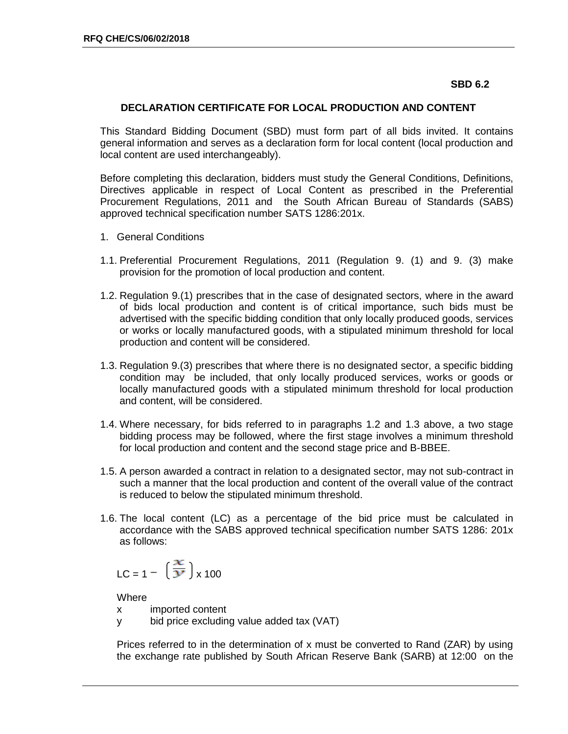**SBD 6.2**

## DECLARATION CERTIFICATE FOR LOCAL PRODUCTION AND CONTENT

This Standard Bidding Document (SBD) must form part of all bids invited. It contains general information and serves as a declaration form for local content (local production and local content are used interchangeably).

Before completing this declaration, bidders must study the General Conditions, Definitions, Directives applicable in respect of Local Content as prescribed in the Preferential Procurement Regulations, 2011 and the South African Bureau of Standards (SABS) approved technical specification number SATS 1286:201x.

1. General Conditions

1.1. Preferential Procurement Regulations, 2011 (Regulation 9. (1) and 9. (3) make provision for the promotion of local production and content.

1.2. Regulation 9.(1) prescribes that in the case of designated sectors, where in the award of bids local production and content is of critical importance, such bids must be advertised with the specific bidding condition that only locally produced goods, services or works or locally manufactured goods, with a stipulated minimum threshold for local production and content will be considered.

1.3. Regulation 9.(3) prescribes that where there is no designated sector, a specific bidding condition may be included, that only locally produced services, works or goods or locally manufactured goods with a stipulated minimum threshold for local production and content, will be considered.

1.4. Where necessary, for bids referred to in paragraphs 1.2 and 1.3 above, a two stage bidding process may be followed, where the first stage involves a minimum threshold for local production and content and the second stage price and B-BBEE.

1.5. A person awarded a contract in relation to a designated sector, may not sub-contract in such a manner that the local production and content of the overall value of the contract is reduced to below the stipulated minimum threshold.

1.6. The local content (LC) as a percentage of the bid price must be calculated in accordance with the SABS approved technical specification number SATS 1286: 201x as follows:

$$LC = 1 - \left(\frac{x}{y}\right) \times 100$$

Where

x imported content

y bid price excluding value added tax (VAT)

Prices referred to in the determination of x must be converted to Rand (ZAR) by using the exchange rate published by South African Reserve Bank (SARB) at 12:00 on the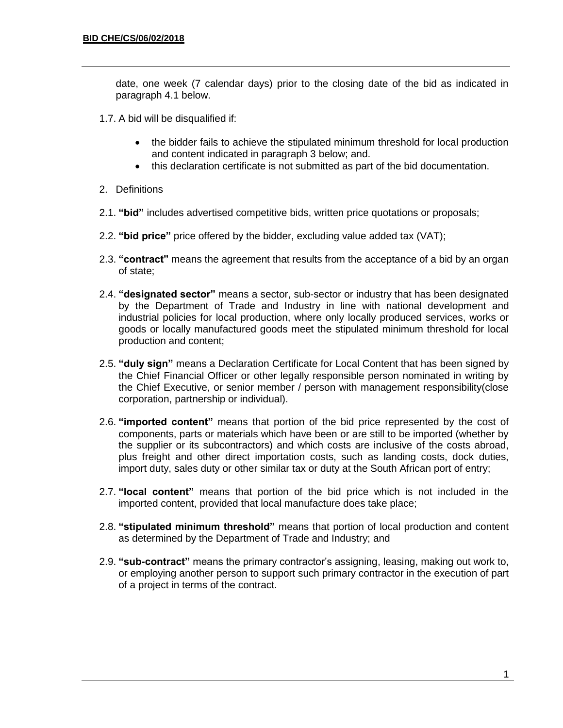date, one week (7 calendar days) prior to the closing date of the bid as indicated in paragraph 4.1 below.

1.7. A bid will be disqualified if:

- the bidder fails to achieve the stipulated minimum threshold for local production and content indicated in paragraph 3 below; and.
- this declaration certificate is not submitted as part of the bid documentation.

2. Definitions

2.1. **"bid"** includes advertised competitive bids, written price quotations or proposals;

2.2. **"bid price"** price offered by the bidder, excluding value added tax (VAT);

2.3. **"contract"** means the agreement that results from the acceptance of a bid by an organ of state;

2.4. **"designated sector"** means a sector, sub-sector or industry that has been designated by the Department of Trade and Industry in line with national development and industrial policies for local production, where only locally produced services, works or goods or locally manufactured goods meet the stipulated minimum threshold for local production and content;

2.5. **"duly sign"** means a Declaration Certificate for Local Content that has been signed by the Chief Financial Officer or other legally responsible person nominated in writing by the Chief Executive, or senior member / person with management responsibility(close corporation, partnership or individual).

2.6. **"imported content"** means that portion of the bid price represented by the cost of components, parts or materials which have been or are still to be imported (whether by the supplier or its subcontractors) and which costs are inclusive of the costs abroad, plus freight and other direct importation costs, such as landing costs, dock duties, import duty, sales duty or other similar tax or duty at the South African port of entry;

2.7. **"local content"** means that portion of the bid price which is not included in the imported content, provided that local manufacture does take place;

2.8. **"stipulated minimum threshold"** means that portion of local production and content as determined by the Department of Trade and Industry; and

2.9. **"sub-contract"** means the primary contractor's assigning, leasing, making out work to, or employing another person to support such primary contractor in the execution of part of a project in terms of the contract.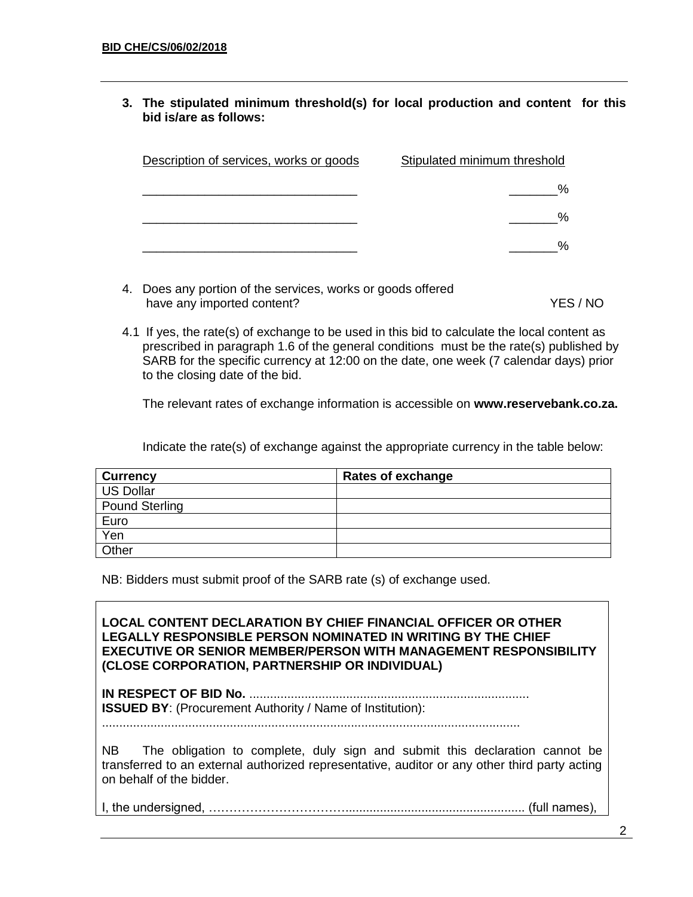3. **The stipulated minimum threshold(s) for local production and content for this bid is/are as follows:**

| Description of services, works or goods | Stipulated minimum threshold |
|---|---|
| _______________________________ | _______% |
| _______________________________ | _______% |
| _______________________________ | _______% |

4. Does any portion of the services, works or goods offered have any imported content? YES / NO

4.1 If yes, the rate(s) of exchange to be used in this bid to calculate the local content as prescribed in paragraph 1.6 of the general conditions must be the rate(s) published by SARB for the specific currency at 12:00 on the date, one week (7 calendar days) prior to the closing date of the bid.

The relevant rates of exchange information is accessible on **www.reservebank.co.za.**

Indicate the rate(s) of exchange against the appropriate currency in the table below:

| Currency | Rates of exchange |
|---|---|
| US Dollar | |
| Pound Sterling | |
| Euro | |
| Yen | |
| Other | |

NB: Bidders must submit proof of the SARB rate (s) of exchange used.

**LOCAL CONTENT DECLARATION BY CHIEF FINANCIAL OFFICER OR OTHER LEGALLY RESPONSIBLE PERSON NOMINATED IN WRITING BY THE CHIEF EXECUTIVE OR SENIOR MEMBER/PERSON WITH MANAGEMENT RESPONSIBILITY (CLOSE CORPORATION, PARTNERSHIP OR INDIVIDUAL)**

**IN RESPECT OF BID No.** .................................................................................
**ISSUED BY**: (Procurement Authority / Name of Institution):
.........................................................................................................................

NB The obligation to complete, duly sign and submit this declaration cannot be transferred to an external authorized representative, auditor or any other third party acting on behalf of the bidder.

I, the undersigned, …………………………….................................................... (full names),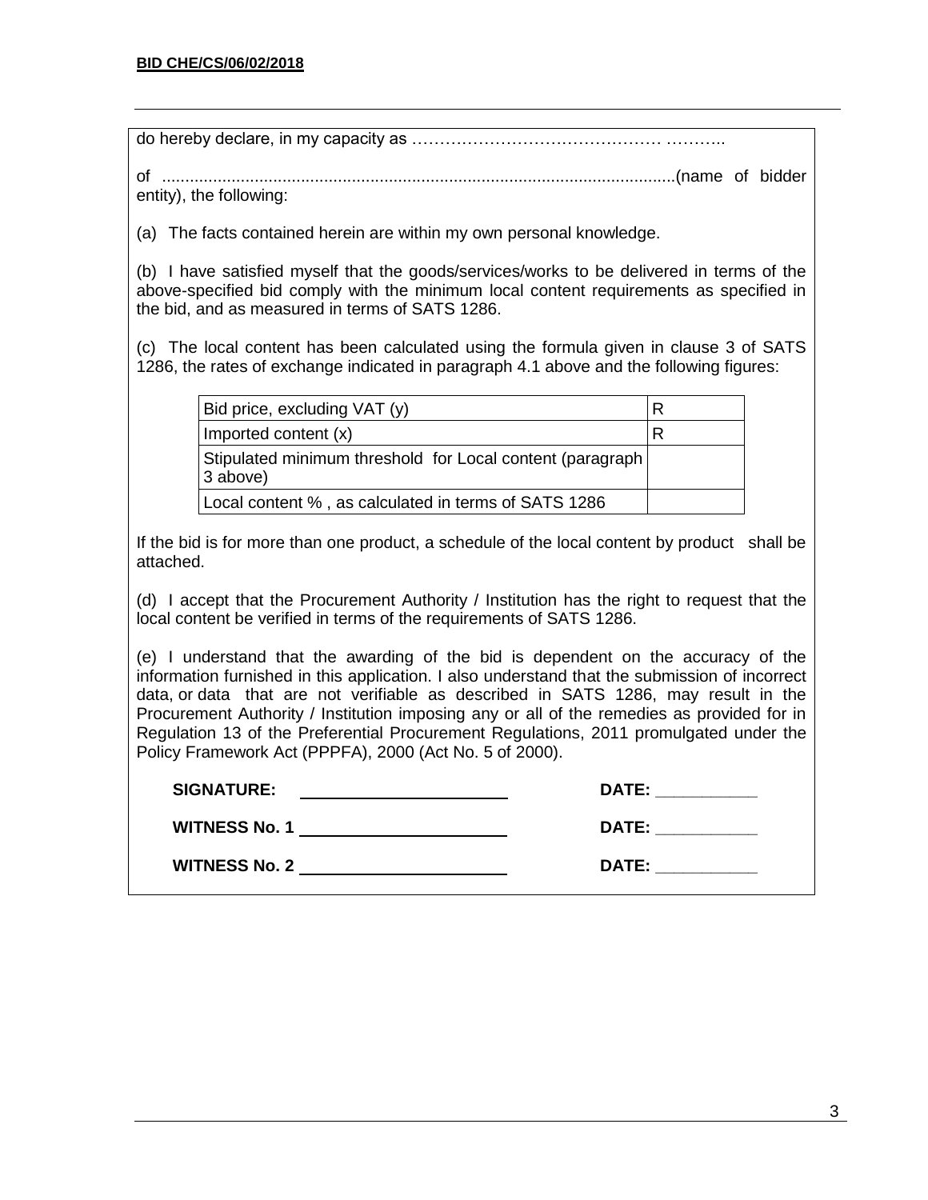do hereby declare, in my capacity as ……………………………………… ………..

of ..............................................................................................................(name of bidder entity), the following:

(a) The facts contained herein are within my own personal knowledge.

(b) I have satisfied myself that the goods/services/works to be delivered in terms of the above-specified bid comply with the minimum local content requirements as specified in the bid, and as measured in terms of SATS 1286.

(c) The local content has been calculated using the formula given in clause 3 of SATS 1286, the rates of exchange indicated in paragraph 4.1 above and the following figures:

| | |
|---|---|
| Bid price, excluding VAT (y) | R |
| Imported content (x) | R |
| Stipulated minimum threshold for Local content (paragraph 3 above) | |
| Local content % , as calculated in terms of SATS 1286 | |

If the bid is for more than one product, a schedule of the local content by product shall be attached.

(d) I accept that the Procurement Authority / Institution has the right to request that the local content be verified in terms of the requirements of SATS 1286.

(e) I understand that the awarding of the bid is dependent on the accuracy of the information furnished in this application. I also understand that the submission of incorrect data, or data that are not verifiable as described in SATS 1286, may result in the Procurement Authority / Institution imposing any or all of the remedies as provided for in Regulation 13 of the Preferential Procurement Regulations, 2011 promulgated under the Policy Framework Act (PPPFA), 2000 (Act No. 5 of 2000).

**SIGNATURE:** ______________________ **DATE:** ___________

**WITNESS No. 1** ______________________ **DATE:** ___________

**WITNESS No. 2** ______________________ **DATE:** ___________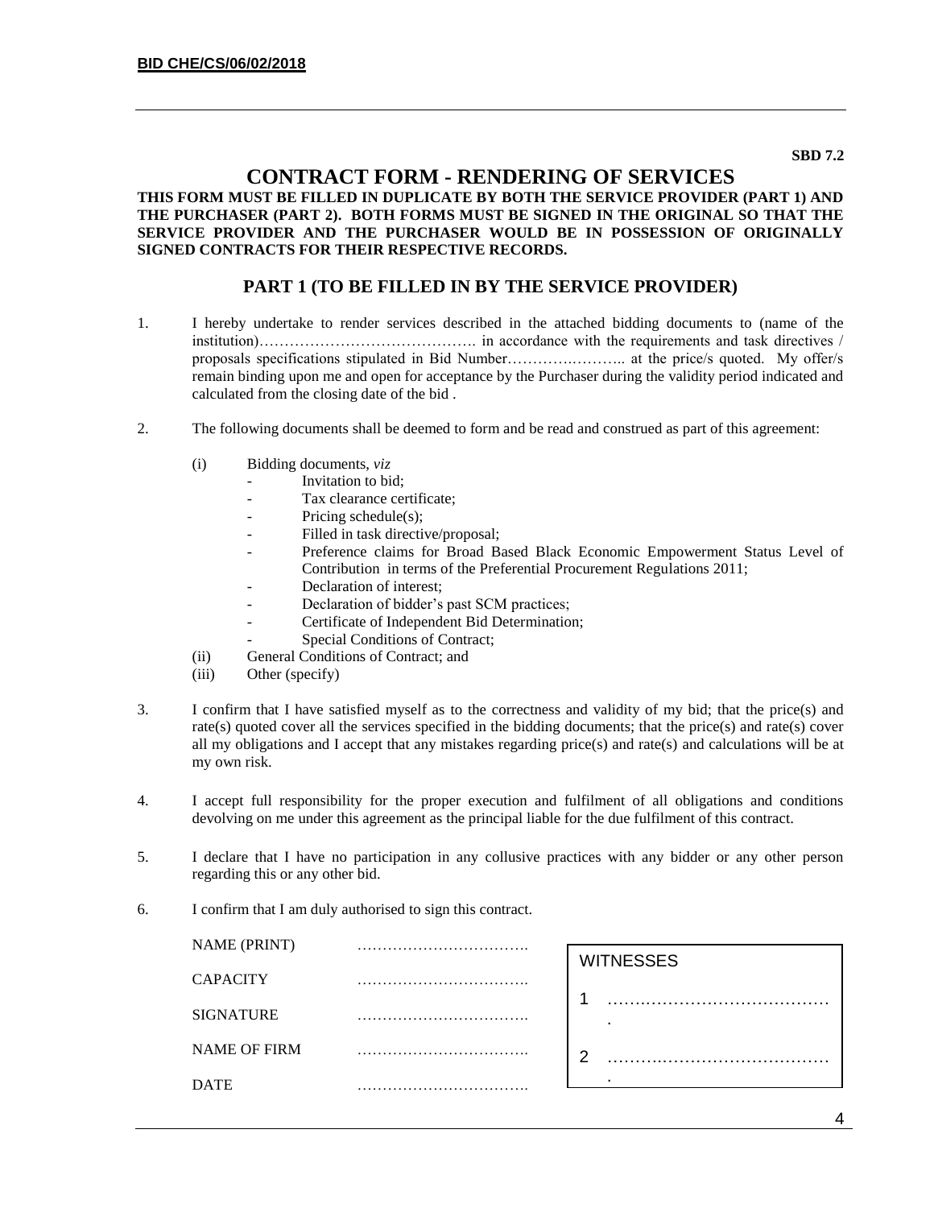SBD 7.2

# CONTRACT FORM - RENDERING OF SERVICES

**THIS FORM MUST BE FILLED IN DUPLICATE BY BOTH THE SERVICE PROVIDER (PART 1) AND THE PURCHASER (PART 2). BOTH FORMS MUST BE SIGNED IN THE ORIGINAL SO THAT THE SERVICE PROVIDER AND THE PURCHASER WOULD BE IN POSSESSION OF ORIGINALLY SIGNED CONTRACTS FOR THEIR RESPECTIVE RECORDS.**

## PART 1 (TO BE FILLED IN BY THE SERVICE PROVIDER)

1. I hereby undertake to render services described in the attached bidding documents to (name of the institution)……………………………………. in accordance with the requirements and task directives / proposals specifications stipulated in Bid Number………….……….. at the price/s quoted. My offer/s remain binding upon me and open for acceptance by the Purchaser during the validity period indicated and calculated from the closing date of the bid .

2. The following documents shall be deemed to form and be read and construed as part of this agreement:

   (i) Bidding documents, *viz*
   - Invitation to bid;
   - Tax clearance certificate;
   - Pricing schedule(s);
   - Filled in task directive/proposal;
   - Preference claims for Broad Based Black Economic Empowerment Status Level of Contribution in terms of the Preferential Procurement Regulations 2011;
   - Declaration of interest;
   - Declaration of bidder's past SCM practices;
   - Certificate of Independent Bid Determination;
   - Special Conditions of Contract;

   (ii) General Conditions of Contract; and

   (iii) Other (specify)

3. I confirm that I have satisfied myself as to the correctness and validity of my bid; that the price(s) and rate(s) quoted cover all the services specified in the bidding documents; that the price(s) and rate(s) cover all my obligations and I accept that any mistakes regarding price(s) and rate(s) and calculations will be at my own risk.

4. I accept full responsibility for the proper execution and fulfilment of all obligations and conditions devolving on me under this agreement as the principal liable for the due fulfilment of this contract.

5. I declare that I have no participation in any collusive practices with any bidder or any other person regarding this or any other bid.

6. I confirm that I am duly authorised to sign this contract.

NAME (PRINT) …………………………….

CAPACITY …………………………….

SIGNATURE …………………………….

NAME OF FIRM …………………………….

DATE …………………………….

| WITNESSES |
|---|
| 1 ……..………………………………. |
| 2 ……..………………………………. |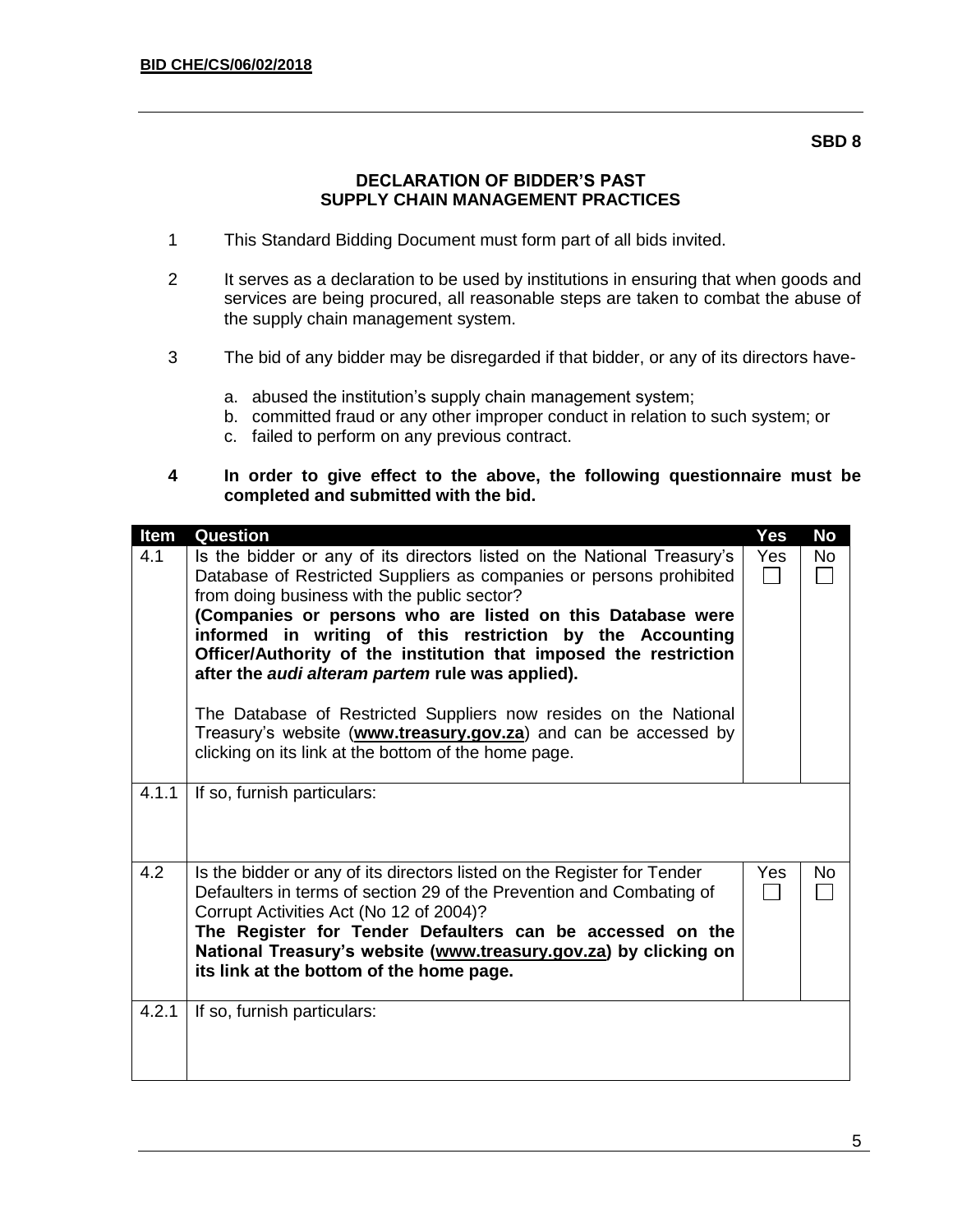**BID CHE/CS/06/02/2018**

**SBD 8**

**DECLARATION OF BIDDER'S PAST SUPPLY CHAIN MANAGEMENT PRACTICES**

1. This Standard Bidding Document must form part of all bids invited.

2. It serves as a declaration to be used by institutions in ensuring that when goods and services are being procured, all reasonable steps are taken to combat the abuse of the supply chain management system.

3. The bid of any bidder may be disregarded if that bidder, or any of its directors have-

   a. abused the institution's supply chain management system;
   b. committed fraud or any other improper conduct in relation to such system; or
   c. failed to perform on any previous contract.

4. **In order to give effect to the above, the following questionnaire must be completed and submitted with the bid.**

| Item | Question | Yes | No |
|---|---|---|---|
| 4.1 | Is the bidder or any of its directors listed on the National Treasury's Database of Restricted Suppliers as companies or persons prohibited from doing business with the public sector? **(Companies or persons who are listed on this Database were informed in writing of this restriction by the Accounting Officer/Authority of the institution that imposed the restriction after the *audi alteram partem* rule was applied).** The Database of Restricted Suppliers now resides on the National Treasury's website (**www.treasury.gov.za**) and can be accessed by clicking on its link at the bottom of the home page. | Yes ☐ | No ☐ |
| 4.1.1 | If so, furnish particulars: | | |
| 4.2 | Is the bidder or any of its directors listed on the Register for Tender Defaulters in terms of section 29 of the Prevention and Combating of Corrupt Activities Act (No 12 of 2004)? **The Register for Tender Defaulters can be accessed on the National Treasury's website (www.treasury.gov.za) by clicking on its link at the bottom of the home page.** | Yes ☐ | No ☐ |
| 4.2.1 | If so, furnish particulars: | | |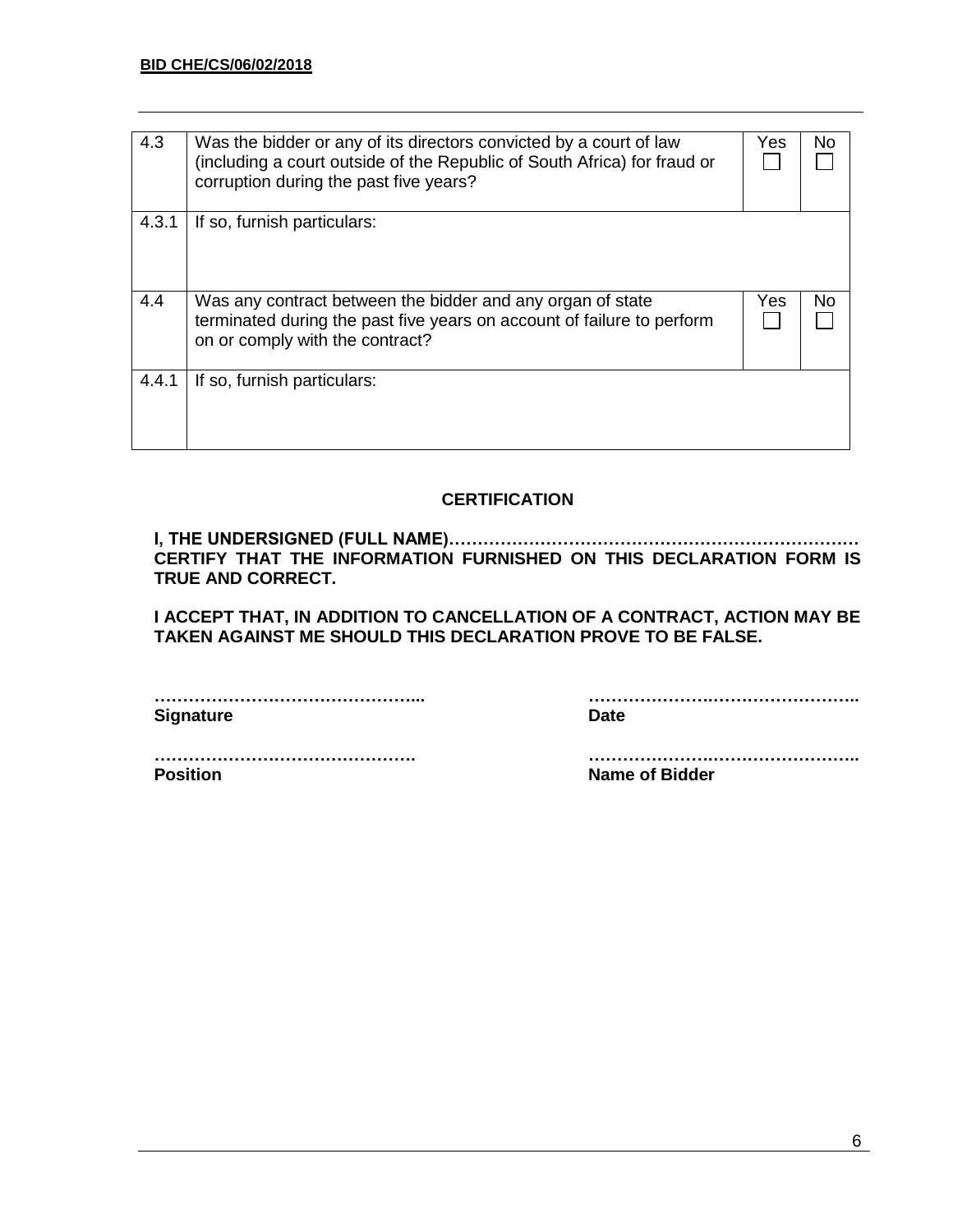| | | Yes | No |
|---|---|---|---|
| 4.3 | Was the bidder or any of its directors convicted by a court of law (including a court outside of the Republic of South Africa) for fraud or corruption during the past five years? | ☐ | ☐ |
| 4.3.1 | If so, furnish particulars: | | |
| 4.4 | Was any contract between the bidder and any organ of state terminated during the past five years on account of failure to perform on or comply with the contract? | ☐ | ☐ |
| 4.4.1 | If so, furnish particulars: | | |

## CERTIFICATION

**I, THE UNDERSIGNED (FULL NAME)……………………………………………………………… CERTIFY THAT THE INFORMATION FURNISHED ON THIS DECLARATION FORM IS TRUE AND CORRECT.**

**I ACCEPT THAT, IN ADDITION TO CANCELLATION OF A CONTRACT, ACTION MAY BE TAKEN AGAINST ME SHOULD THIS DECLARATION PROVE TO BE FALSE.**

………………………………………...
**Signature**

………………………………………..
**Date**

……………………………………….
**Position**

………………………………………..
**Name of Bidder**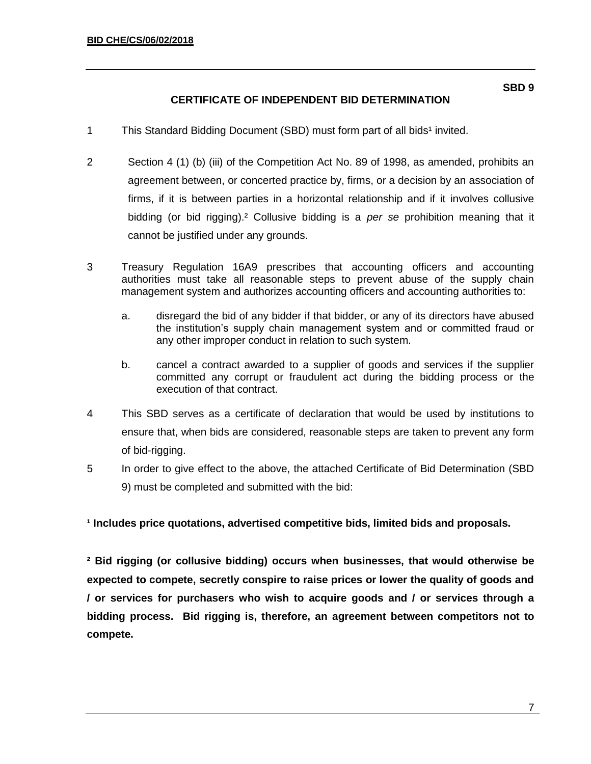**SBD 9**

# CERTIFICATE OF INDEPENDENT BID DETERMINATION

1 This Standard Bidding Document (SBD) must form part of all bids[1] invited.

2 Section 4 (1) (b) (iii) of the Competition Act No. 89 of 1998, as amended, prohibits an agreement between, or concerted practice by, firms, or a decision by an association of firms, if it is between parties in a horizontal relationship and if it involves collusive bidding (or bid rigging).[2] Collusive bidding is a *per se* prohibition meaning that it cannot be justified under any grounds.

3 Treasury Regulation 16A9 prescribes that accounting officers and accounting authorities must take all reasonable steps to prevent abuse of the supply chain management system and authorizes accounting officers and accounting authorities to:

   a. disregard the bid of any bidder if that bidder, or any of its directors have abused the institution's supply chain management system and or committed fraud or any other improper conduct in relation to such system.

   b. cancel a contract awarded to a supplier of goods and services if the supplier committed any corrupt or fraudulent act during the bidding process or the execution of that contract.

4 This SBD serves as a certificate of declaration that would be used by institutions to ensure that, when bids are considered, reasonable steps are taken to prevent any form of bid-rigging.

5 In order to give effect to the above, the attached Certificate of Bid Determination (SBD 9) must be completed and submitted with the bid:

**[1] Includes price quotations, advertised competitive bids, limited bids and proposals.**

**[2] Bid rigging (or collusive bidding) occurs when businesses, that would otherwise be expected to compete, secretly conspire to raise prices or lower the quality of goods and / or services for purchasers who wish to acquire goods and / or services through a bidding process. Bid rigging is, therefore, an agreement between competitors not to compete.**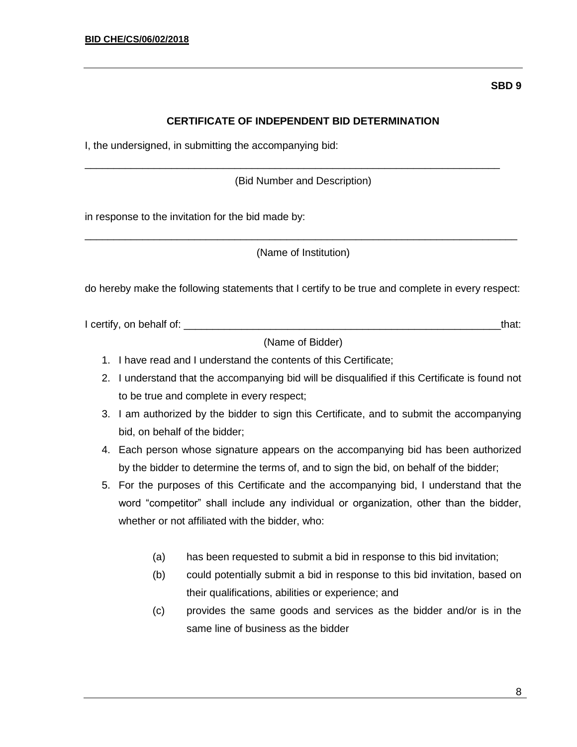**SBD 9**

## CERTIFICATE OF INDEPENDENT BID DETERMINATION

I, the undersigned, in submitting the accompanying bid:

___________________________________________________________________________

(Bid Number and Description)

in response to the invitation for the bid made by:

___________________________________________________________________________

(Name of Institution)

do hereby make the following statements that I certify to be true and complete in every respect:

I certify, on behalf of: __________________________________________________________that:

(Name of Bidder)

1. I have read and I understand the contents of this Certificate;
2. I understand that the accompanying bid will be disqualified if this Certificate is found not to be true and complete in every respect;
3. I am authorized by the bidder to sign this Certificate, and to submit the accompanying bid, on behalf of the bidder;
4. Each person whose signature appears on the accompanying bid has been authorized by the bidder to determine the terms of, and to sign the bid, on behalf of the bidder;
5. For the purposes of this Certificate and the accompanying bid, I understand that the word "competitor" shall include any individual or organization, other than the bidder, whether or not affiliated with the bidder, who:

   (a) has been requested to submit a bid in response to this bid invitation;

   (b) could potentially submit a bid in response to this bid invitation, based on their qualifications, abilities or experience; and

   (c) provides the same goods and services as the bidder and/or is in the same line of business as the bidder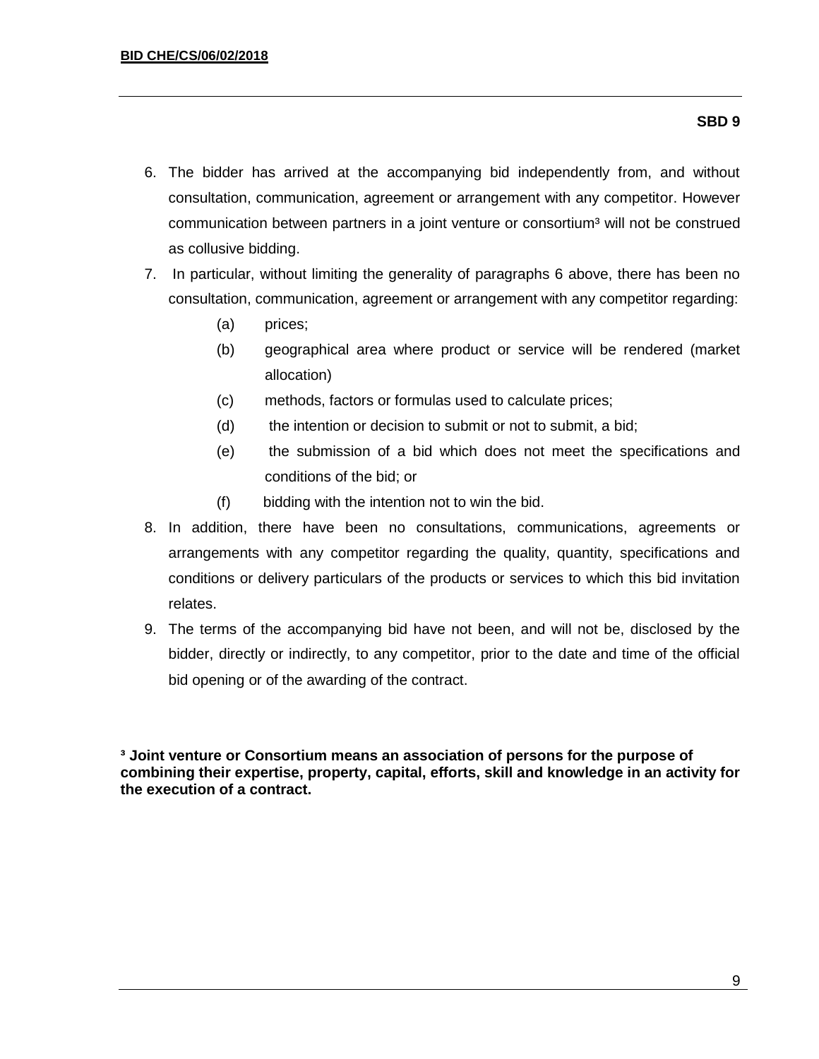**SBD 9**

6. The bidder has arrived at the accompanying bid independently from, and without consultation, communication, agreement or arrangement with any competitor. However communication between partners in a joint venture or consortium[3] will not be construed as collusive bidding.
7. In particular, without limiting the generality of paragraphs 6 above, there has been no consultation, communication, agreement or arrangement with any competitor regarding:
   - (a) prices;
   - (b) geographical area where product or service will be rendered (market allocation)
   - (c) methods, factors or formulas used to calculate prices;
   - (d) the intention or decision to submit or not to submit, a bid;
   - (e) the submission of a bid which does not meet the specifications and conditions of the bid; or
   - (f) bidding with the intention not to win the bid.
8. In addition, there have been no consultations, communications, agreements or arrangements with any competitor regarding the quality, quantity, specifications and conditions or delivery particulars of the products or services to which this bid invitation relates.
9. The terms of the accompanying bid have not been, and will not be, disclosed by the bidder, directly or indirectly, to any competitor, prior to the date and time of the official bid opening or of the awarding of the contract.

**[3] Joint venture or Consortium means an association of persons for the purpose of combining their expertise, property, capital, efforts, skill and knowledge in an activity for the execution of a contract.**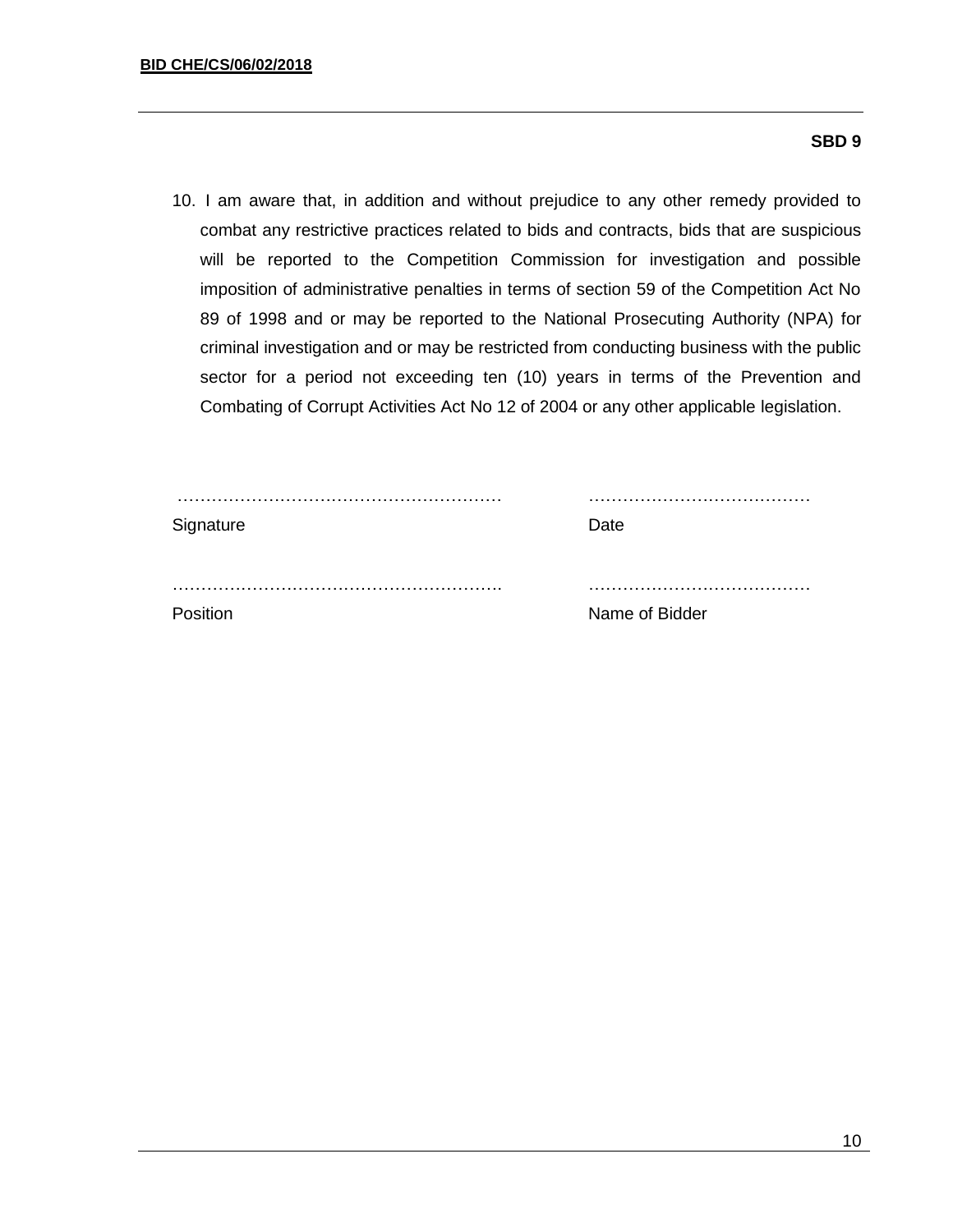**SBD 9**

10. I am aware that, in addition and without prejudice to any other remedy provided to combat any restrictive practices related to bids and contracts, bids that are suspicious will be reported to the Competition Commission for investigation and possible imposition of administrative penalties in terms of section 59 of the Competition Act No 89 of 1998 and or may be reported to the National Prosecuting Authority (NPA) for criminal investigation and or may be restricted from conducting business with the public sector for a period not exceeding ten (10) years in terms of the Prevention and Combating of Corrupt Activities Act No 12 of 2004 or any other applicable legislation.

| | |
|---|---|
| ………………………………………………… | ………………………………… |
| Signature | Date |
| ………………………………………………… | ………………………………… |
| Position | Name of Bidder |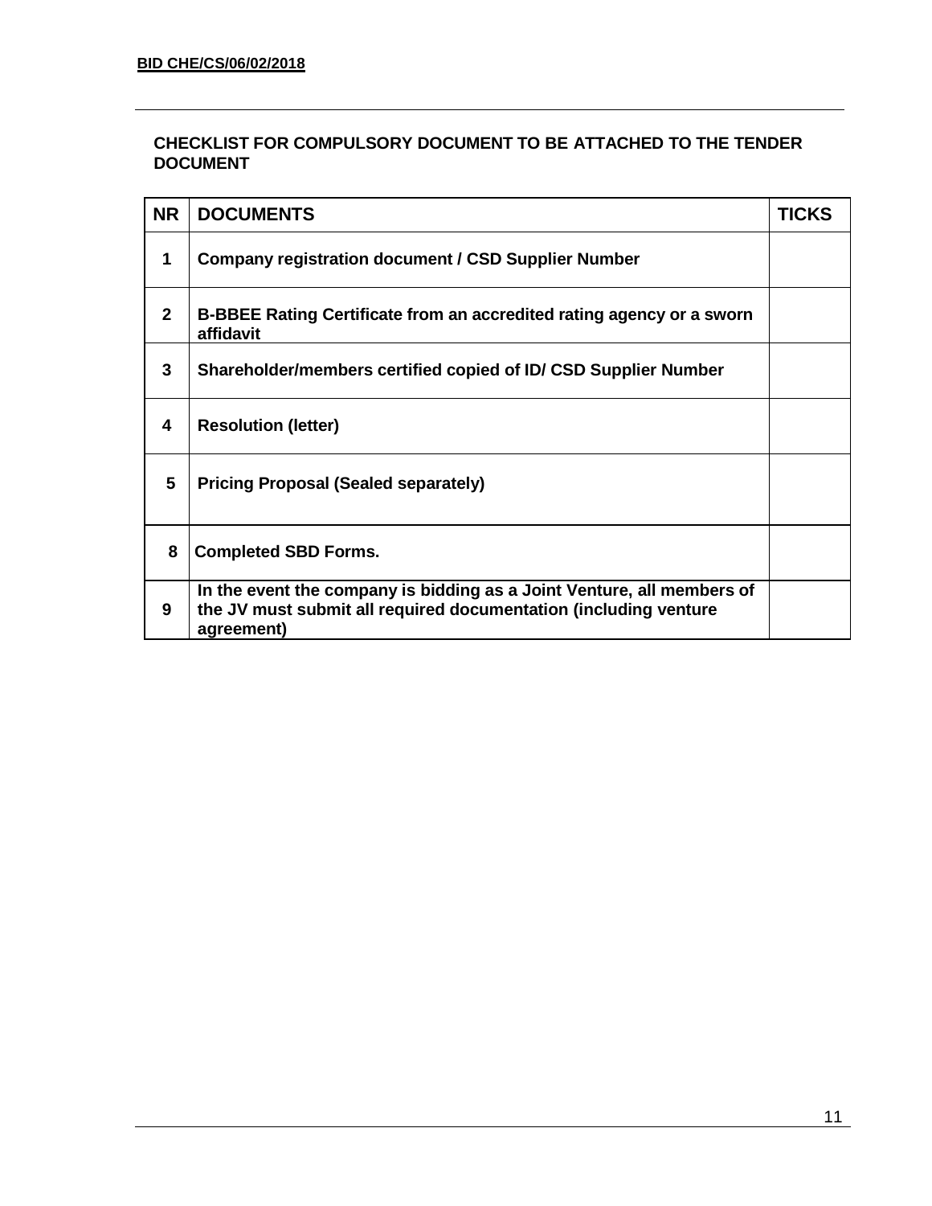**BID CHE/CS/06/02/2018**

## CHECKLIST FOR COMPULSORY DOCUMENT TO BE ATTACHED TO THE TENDER DOCUMENT

| NR | DOCUMENTS | TICKS |
| --- | --- | --- |
| 1 | Company registration document / CSD Supplier Number | |
| 2 | B-BBEE Rating Certificate from an accredited rating agency or a sworn affidavit | |
| 3 | Shareholder/members certified copied of ID/ CSD Supplier Number | |
| 4 | Resolution (letter) | |
| 5 | Pricing Proposal (Sealed separately) | |
| 8 | Completed SBD Forms. | |
| 9 | In the event the company is bidding as a Joint Venture, all members of the JV must submit all required documentation (including venture agreement) | |